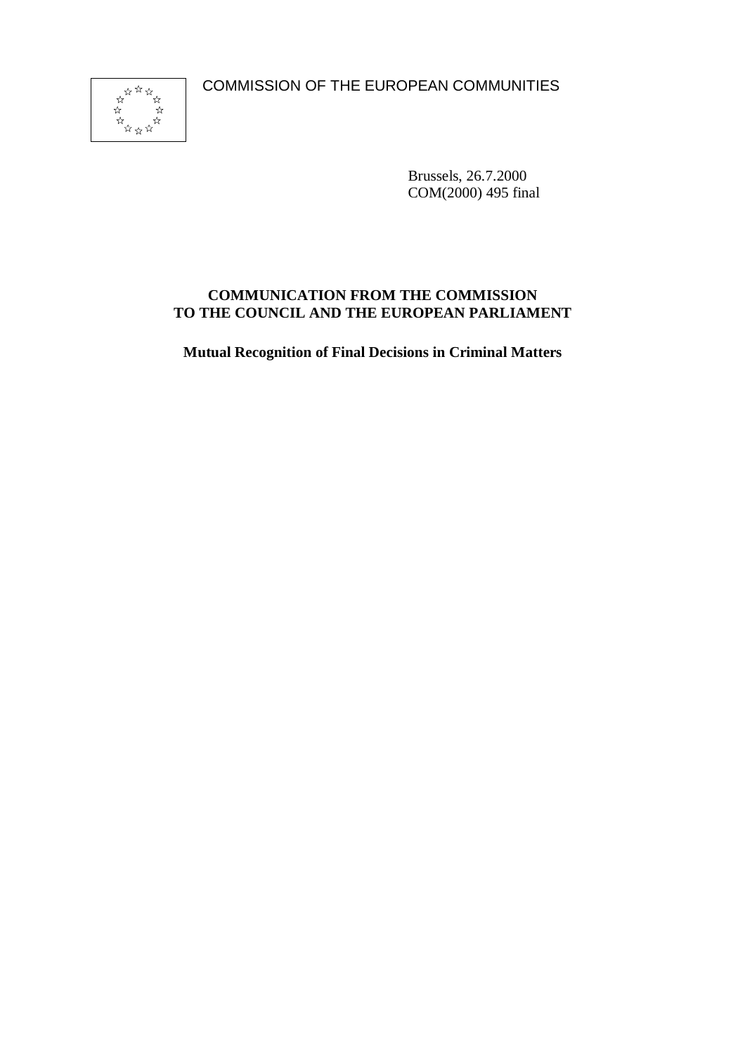COMMISSION OF THE EUROPEAN COMMUNITIES

Brussels, 26.7.2000
COM(2000) 495 final

**COMMUNICATION FROM THE COMMISSION TO THE COUNCIL AND THE EUROPEAN PARLIAMENT**

**Mutual Recognition of Final Decisions in Criminal Matters**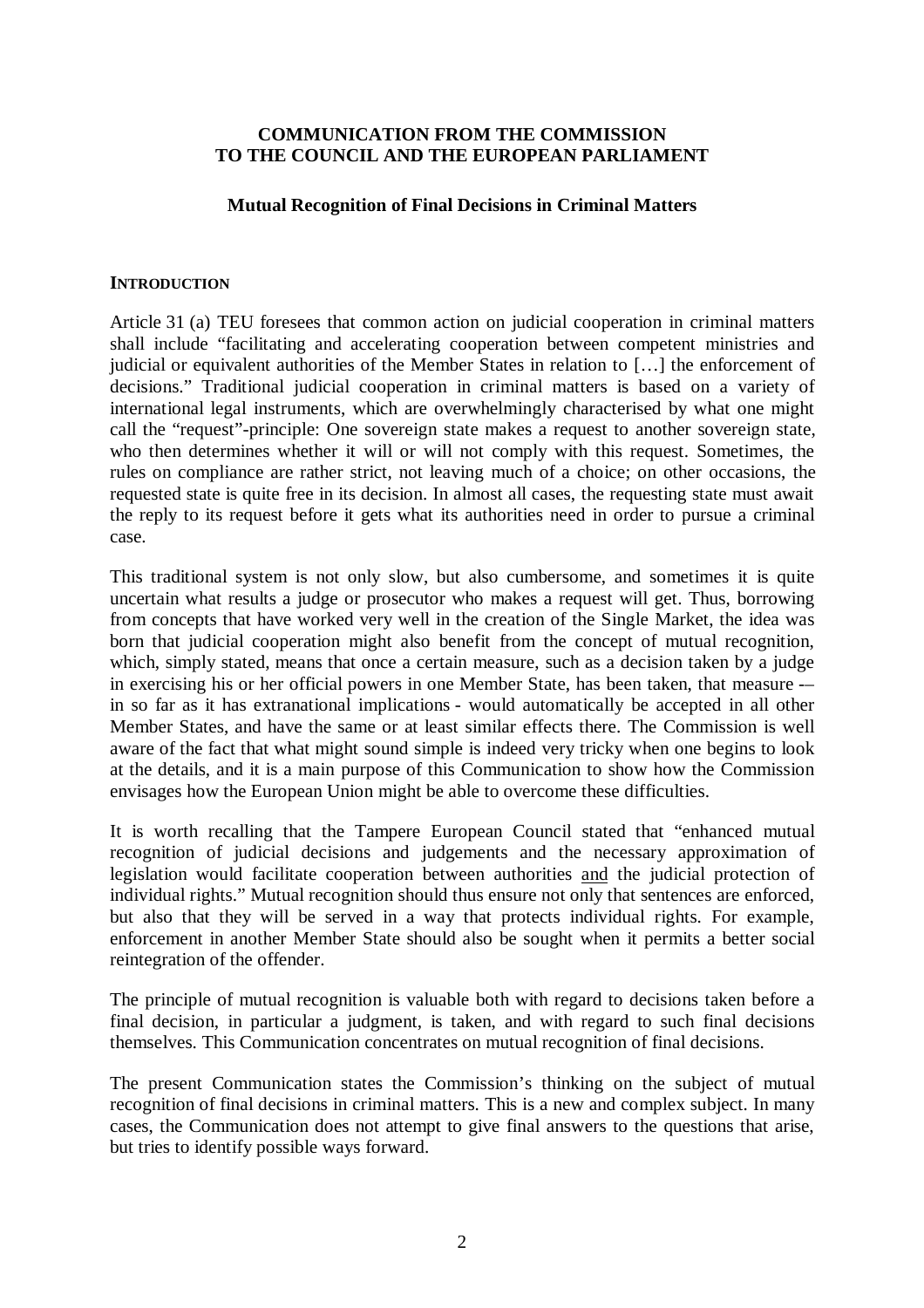**COMMUNICATION FROM THE COMMISSION TO THE COUNCIL AND THE EUROPEAN PARLIAMENT**

**Mutual Recognition of Final Decisions in Criminal Matters**

## INTRODUCTION

Article 31 (a) TEU foresees that common action on judicial cooperation in criminal matters shall include "facilitating and accelerating cooperation between competent ministries and judicial or equivalent authorities of the Member States in relation to […] the enforcement of decisions." Traditional judicial cooperation in criminal matters is based on a variety of international legal instruments, which are overwhelmingly characterised by what one might call the "request"-principle: One sovereign state makes a request to another sovereign state, who then determines whether it will or will not comply with this request. Sometimes, the rules on compliance are rather strict, not leaving much of a choice; on other occasions, the requested state is quite free in its decision. In almost all cases, the requesting state must await the reply to its request before it gets what its authorities need in order to pursue a criminal case.

This traditional system is not only slow, but also cumbersome, and sometimes it is quite uncertain what results a judge or prosecutor who makes a request will get. Thus, borrowing from concepts that have worked very well in the creation of the Single Market, the idea was born that judicial cooperation might also benefit from the concept of mutual recognition, which, simply stated, means that once a certain measure, such as a decision taken by a judge in exercising his or her official powers in one Member State, has been taken, that measure -– in so far as it has extranational implications - would automatically be accepted in all other Member States, and have the same or at least similar effects there. The Commission is well aware of the fact that what might sound simple is indeed very tricky when one begins to look at the details, and it is a main purpose of this Communication to show how the Commission envisages how the European Union might be able to overcome these difficulties.

It is worth recalling that the Tampere European Council stated that "enhanced mutual recognition of judicial decisions and judgements and the necessary approximation of legislation would facilitate cooperation between authorities <u>and</u> the judicial protection of individual rights." Mutual recognition should thus ensure not only that sentences are enforced, but also that they will be served in a way that protects individual rights. For example, enforcement in another Member State should also be sought when it permits a better social reintegration of the offender.

The principle of mutual recognition is valuable both with regard to decisions taken before a final decision, in particular a judgment, is taken, and with regard to such final decisions themselves. This Communication concentrates on mutual recognition of final decisions.

The present Communication states the Commission's thinking on the subject of mutual recognition of final decisions in criminal matters. This is a new and complex subject. In many cases, the Communication does not attempt to give final answers to the questions that arise, but tries to identify possible ways forward.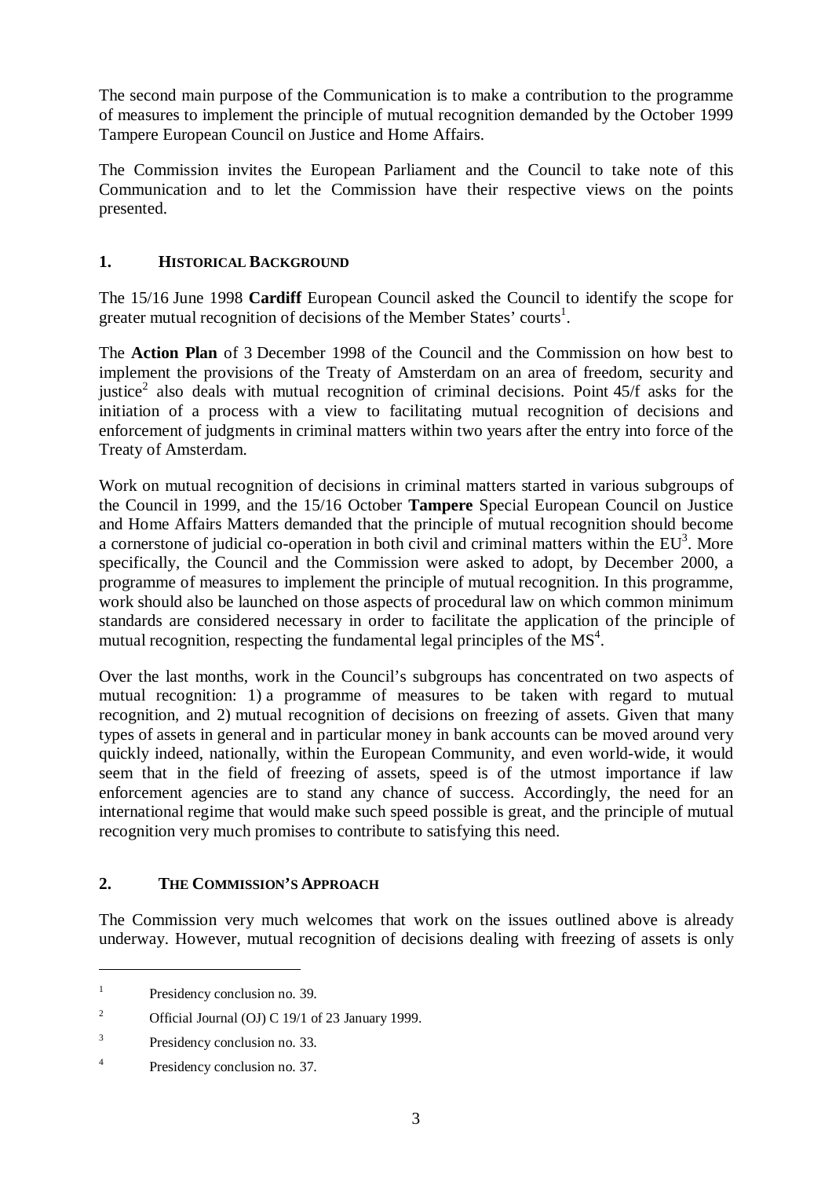The second main purpose of the Communication is to make a contribution to the programme of measures to implement the principle of mutual recognition demanded by the October 1999 Tampere European Council on Justice and Home Affairs.

The Commission invites the European Parliament and the Council to take note of this Communication and to let the Commission have their respective views on the points presented.

## 1. HISTORICAL BACKGROUND

The 15/16 June 1998 **Cardiff** European Council asked the Council to identify the scope for greater mutual recognition of decisions of the Member States' courts[1].

The **Action Plan** of 3 December 1998 of the Council and the Commission on how best to implement the provisions of the Treaty of Amsterdam on an area of freedom, security and justice[2] also deals with mutual recognition of criminal decisions. Point 45/f asks for the initiation of a process with a view to facilitating mutual recognition of decisions and enforcement of judgments in criminal matters within two years after the entry into force of the Treaty of Amsterdam.

Work on mutual recognition of decisions in criminal matters started in various subgroups of the Council in 1999, and the 15/16 October **Tampere** Special European Council on Justice and Home Affairs Matters demanded that the principle of mutual recognition should become a cornerstone of judicial co-operation in both civil and criminal matters within the EU[3]. More specifically, the Council and the Commission were asked to adopt, by December 2000, a programme of measures to implement the principle of mutual recognition. In this programme, work should also be launched on those aspects of procedural law on which common minimum standards are considered necessary in order to facilitate the application of the principle of mutual recognition, respecting the fundamental legal principles of the MS[4].

Over the last months, work in the Council's subgroups has concentrated on two aspects of mutual recognition: 1) a programme of measures to be taken with regard to mutual recognition, and 2) mutual recognition of decisions on freezing of assets. Given that many types of assets in general and in particular money in bank accounts can be moved around very quickly indeed, nationally, within the European Community, and even world-wide, it would seem that in the field of freezing of assets, speed is of the utmost importance if law enforcement agencies are to stand any chance of success. Accordingly, the need for an international regime that would make such speed possible is great, and the principle of mutual recognition very much promises to contribute to satisfying this need.

## 2. THE COMMISSION'S APPROACH

The Commission very much welcomes that work on the issues outlined above is already underway. However, mutual recognition of decisions dealing with freezing of assets is only

---

[1] Presidency conclusion no. 39.

[2] Official Journal (OJ) C 19/1 of 23 January 1999.

[3] Presidency conclusion no. 33.

[4] Presidency conclusion no. 37.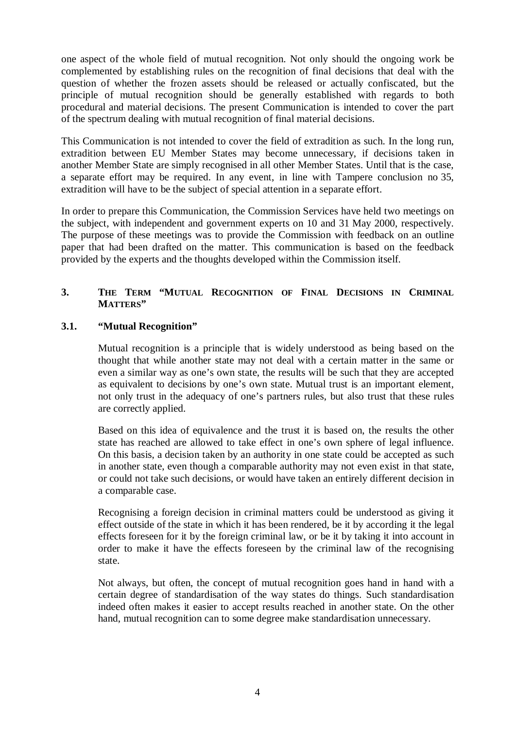one aspect of the whole field of mutual recognition. Not only should the ongoing work be complemented by establishing rules on the recognition of final decisions that deal with the question of whether the frozen assets should be released or actually confiscated, but the principle of mutual recognition should be generally established with regards to both procedural and material decisions. The present Communication is intended to cover the part of the spectrum dealing with mutual recognition of final material decisions.

This Communication is not intended to cover the field of extradition as such. In the long run, extradition between EU Member States may become unnecessary, if decisions taken in another Member State are simply recognised in all other Member States. Until that is the case, a separate effort may be required. In any event, in line with Tampere conclusion no 35, extradition will have to be the subject of special attention in a separate effort.

In order to prepare this Communication, the Commission Services have held two meetings on the subject, with independent and government experts on 10 and 31 May 2000, respectively. The purpose of these meetings was to provide the Commission with feedback on an outline paper that had been drafted on the matter. This communication is based on the feedback provided by the experts and the thoughts developed within the Commission itself.

## 3. THE TERM "MUTUAL RECOGNITION OF FINAL DECISIONS IN CRIMINAL MATTERS"

### 3.1. "Mutual Recognition"

Mutual recognition is a principle that is widely understood as being based on the thought that while another state may not deal with a certain matter in the same or even a similar way as one's own state, the results will be such that they are accepted as equivalent to decisions by one's own state. Mutual trust is an important element, not only trust in the adequacy of one's partners rules, but also trust that these rules are correctly applied.

Based on this idea of equivalence and the trust it is based on, the results the other state has reached are allowed to take effect in one's own sphere of legal influence. On this basis, a decision taken by an authority in one state could be accepted as such in another state, even though a comparable authority may not even exist in that state, or could not take such decisions, or would have taken an entirely different decision in a comparable case.

Recognising a foreign decision in criminal matters could be understood as giving it effect outside of the state in which it has been rendered, be it by according it the legal effects foreseen for it by the foreign criminal law, or be it by taking it into account in order to make it have the effects foreseen by the criminal law of the recognising state.

Not always, but often, the concept of mutual recognition goes hand in hand with a certain degree of standardisation of the way states do things. Such standardisation indeed often makes it easier to accept results reached in another state. On the other hand, mutual recognition can to some degree make standardisation unnecessary.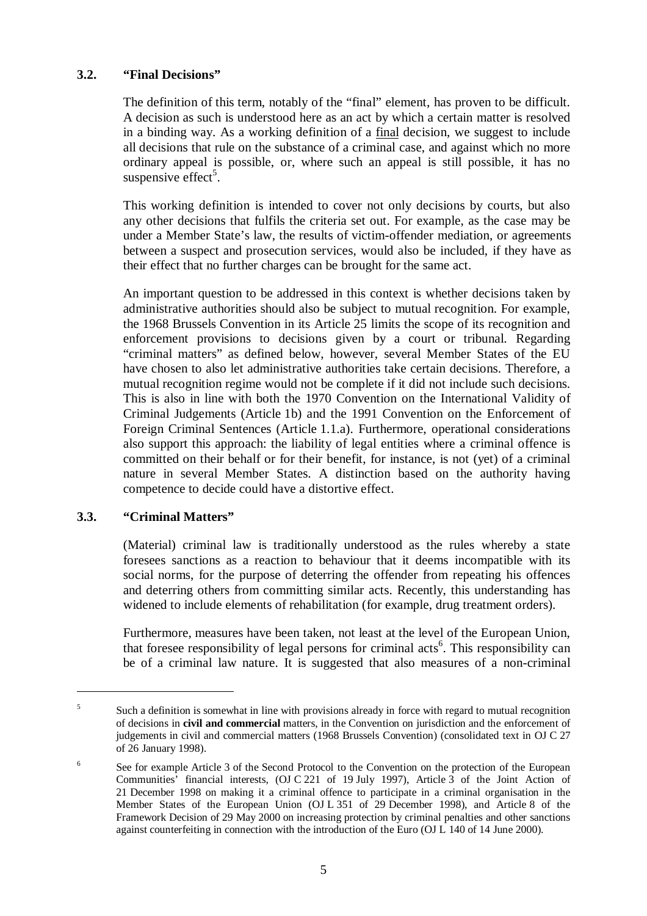### 3.2. "Final Decisions"

The definition of this term, notably of the "final" element, has proven to be difficult. A decision as such is understood here as an act by which a certain matter is resolved in a binding way. As a working definition of a final decision, we suggest to include all decisions that rule on the substance of a criminal case, and against which no more ordinary appeal is possible, or, where such an appeal is still possible, it has no suspensive effect[5].

This working definition is intended to cover not only decisions by courts, but also any other decisions that fulfils the criteria set out. For example, as the case may be under a Member State's law, the results of victim-offender mediation, or agreements between a suspect and prosecution services, would also be included, if they have as their effect that no further charges can be brought for the same act.

An important question to be addressed in this context is whether decisions taken by administrative authorities should also be subject to mutual recognition. For example, the 1968 Brussels Convention in its Article 25 limits the scope of its recognition and enforcement provisions to decisions given by a court or tribunal. Regarding "criminal matters" as defined below, however, several Member States of the EU have chosen to also let administrative authorities take certain decisions. Therefore, a mutual recognition regime would not be complete if it did not include such decisions. This is also in line with both the 1970 Convention on the International Validity of Criminal Judgements (Article 1b) and the 1991 Convention on the Enforcement of Foreign Criminal Sentences (Article 1.1.a). Furthermore, operational considerations also support this approach: the liability of legal entities where a criminal offence is committed on their behalf or for their benefit, for instance, is not (yet) of a criminal nature in several Member States. A distinction based on the authority having competence to decide could have a distortive effect.

### 3.3. "Criminal Matters"

(Material) criminal law is traditionally understood as the rules whereby a state foresees sanctions as a reaction to behaviour that it deems incompatible with its social norms, for the purpose of deterring the offender from repeating his offences and deterring others from committing similar acts. Recently, this understanding has widened to include elements of rehabilitation (for example, drug treatment orders).

Furthermore, measures have been taken, not least at the level of the European Union, that foresee responsibility of legal persons for criminal acts[6]. This responsibility can be of a criminal law nature. It is suggested that also measures of a non-criminal

---

[5] Such a definition is somewhat in line with provisions already in force with regard to mutual recognition of decisions in **civil and commercial** matters, in the Convention on jurisdiction and the enforcement of judgements in civil and commercial matters (1968 Brussels Convention) (consolidated text in OJ C 27 of 26 January 1998).

[6] See for example Article 3 of the Second Protocol to the Convention on the protection of the European Communities' financial interests, (OJ C 221 of 19 July 1997), Article 3 of the Joint Action of 21 December 1998 on making it a criminal offence to participate in a criminal organisation in the Member States of the European Union (OJ L 351 of 29 December 1998), and Article 8 of the Framework Decision of 29 May 2000 on increasing protection by criminal penalties and other sanctions against counterfeiting in connection with the introduction of the Euro (OJ L 140 of 14 June 2000).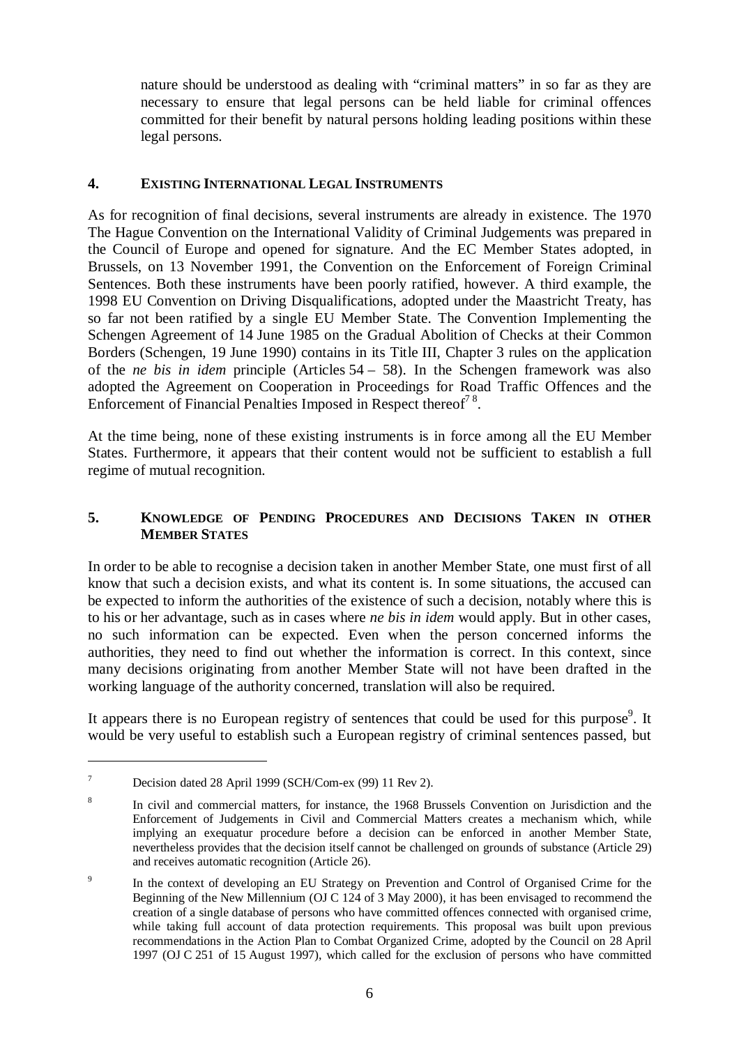nature should be understood as dealing with "criminal matters" in so far as they are necessary to ensure that legal persons can be held liable for criminal offences committed for their benefit by natural persons holding leading positions within these legal persons.

## 4. EXISTING INTERNATIONAL LEGAL INSTRUMENTS

As for recognition of final decisions, several instruments are already in existence. The 1970 The Hague Convention on the International Validity of Criminal Judgements was prepared in the Council of Europe and opened for signature. And the EC Member States adopted, in Brussels, on 13 November 1991, the Convention on the Enforcement of Foreign Criminal Sentences. Both these instruments have been poorly ratified, however. A third example, the 1998 EU Convention on Driving Disqualifications, adopted under the Maastricht Treaty, has so far not been ratified by a single EU Member State. The Convention Implementing the Schengen Agreement of 14 June 1985 on the Gradual Abolition of Checks at their Common Borders (Schengen, 19 June 1990) contains in its Title III, Chapter 3 rules on the application of the *ne bis in idem* principle (Articles 54 – 58). In the Schengen framework was also adopted the Agreement on Cooperation in Proceedings for Road Traffic Offences and the Enforcement of Financial Penalties Imposed in Respect thereof[7] [8].

At the time being, none of these existing instruments is in force among all the EU Member States. Furthermore, it appears that their content would not be sufficient to establish a full regime of mutual recognition.

## 5. KNOWLEDGE OF PENDING PROCEDURES AND DECISIONS TAKEN IN OTHER MEMBER STATES

In order to be able to recognise a decision taken in another Member State, one must first of all know that such a decision exists, and what its content is. In some situations, the accused can be expected to inform the authorities of the existence of such a decision, notably where this is to his or her advantage, such as in cases where *ne bis in idem* would apply. But in other cases, no such information can be expected. Even when the person concerned informs the authorities, they need to find out whether the information is correct. In this context, since many decisions originating from another Member State will not have been drafted in the working language of the authority concerned, translation will also be required.

It appears there is no European registry of sentences that could be used for this purpose[9]. It would be very useful to establish such a European registry of criminal sentences passed, but

---

[7] Decision dated 28 April 1999 (SCH/Com-ex (99) 11 Rev 2).

[8] In civil and commercial matters, for instance, the 1968 Brussels Convention on Jurisdiction and the Enforcement of Judgements in Civil and Commercial Matters creates a mechanism which, while implying an exequatur procedure before a decision can be enforced in another Member State, nevertheless provides that the decision itself cannot be challenged on grounds of substance (Article 29) and receives automatic recognition (Article 26).

[9] In the context of developing an EU Strategy on Prevention and Control of Organised Crime for the Beginning of the New Millennium (OJ C 124 of 3 May 2000), it has been envisaged to recommend the creation of a single database of persons who have committed offences connected with organised crime, while taking full account of data protection requirements. This proposal was built upon previous recommendations in the Action Plan to Combat Organized Crime, adopted by the Council on 28 April 1997 (OJ C 251 of 15 August 1997), which called for the exclusion of persons who have committed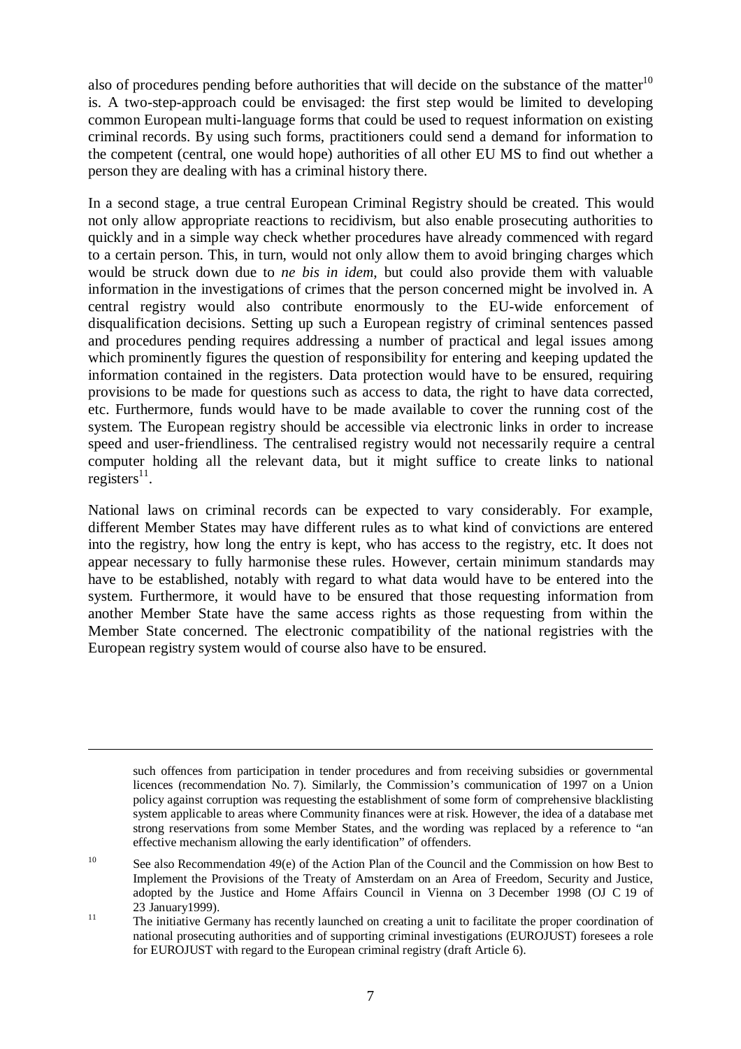also of procedures pending before authorities that will decide on the substance of the matter[10] is. A two-step-approach could be envisaged: the first step would be limited to developing common European multi-language forms that could be used to request information on existing criminal records. By using such forms, practitioners could send a demand for information to the competent (central, one would hope) authorities of all other EU MS to find out whether a person they are dealing with has a criminal history there.

In a second stage, a true central European Criminal Registry should be created. This would not only allow appropriate reactions to recidivism, but also enable prosecuting authorities to quickly and in a simple way check whether procedures have already commenced with regard to a certain person. This, in turn, would not only allow them to avoid bringing charges which would be struck down due to *ne bis in idem*, but could also provide them with valuable information in the investigations of crimes that the person concerned might be involved in. A central registry would also contribute enormously to the EU-wide enforcement of disqualification decisions. Setting up such a European registry of criminal sentences passed and procedures pending requires addressing a number of practical and legal issues among which prominently figures the question of responsibility for entering and keeping updated the information contained in the registers. Data protection would have to be ensured, requiring provisions to be made for questions such as access to data, the right to have data corrected, etc. Furthermore, funds would have to be made available to cover the running cost of the system. The European registry should be accessible via electronic links in order to increase speed and user-friendliness. The centralised registry would not necessarily require a central computer holding all the relevant data, but it might suffice to create links to national registers[11].

National laws on criminal records can be expected to vary considerably. For example, different Member States may have different rules as to what kind of convictions are entered into the registry, how long the entry is kept, who has access to the registry, etc. It does not appear necessary to fully harmonise these rules. However, certain minimum standards may have to be established, notably with regard to what data would have to be entered into the system. Furthermore, it would have to be ensured that those requesting information from another Member State have the same access rights as those requesting from within the Member State concerned. The electronic compatibility of the national registries with the European registry system would of course also have to be ensured.

---

such offences from participation in tender procedures and from receiving subsidies or governmental licences (recommendation No. 7). Similarly, the Commission's communication of 1997 on a Union policy against corruption was requesting the establishment of some form of comprehensive blacklisting system applicable to areas where Community finances were at risk. However, the idea of a database met strong reservations from some Member States, and the wording was replaced by a reference to "an effective mechanism allowing the early identification" of offenders.

[10] See also Recommendation 49(e) of the Action Plan of the Council and the Commission on how Best to Implement the Provisions of the Treaty of Amsterdam on an Area of Freedom, Security and Justice, adopted by the Justice and Home Affairs Council in Vienna on 3 December 1998 (OJ C 19 of 23 January1999).

[11] The initiative Germany has recently launched on creating a unit to facilitate the proper coordination of national prosecuting authorities and of supporting criminal investigations (EUROJUST) foresees a role for EUROJUST with regard to the European criminal registry (draft Article 6).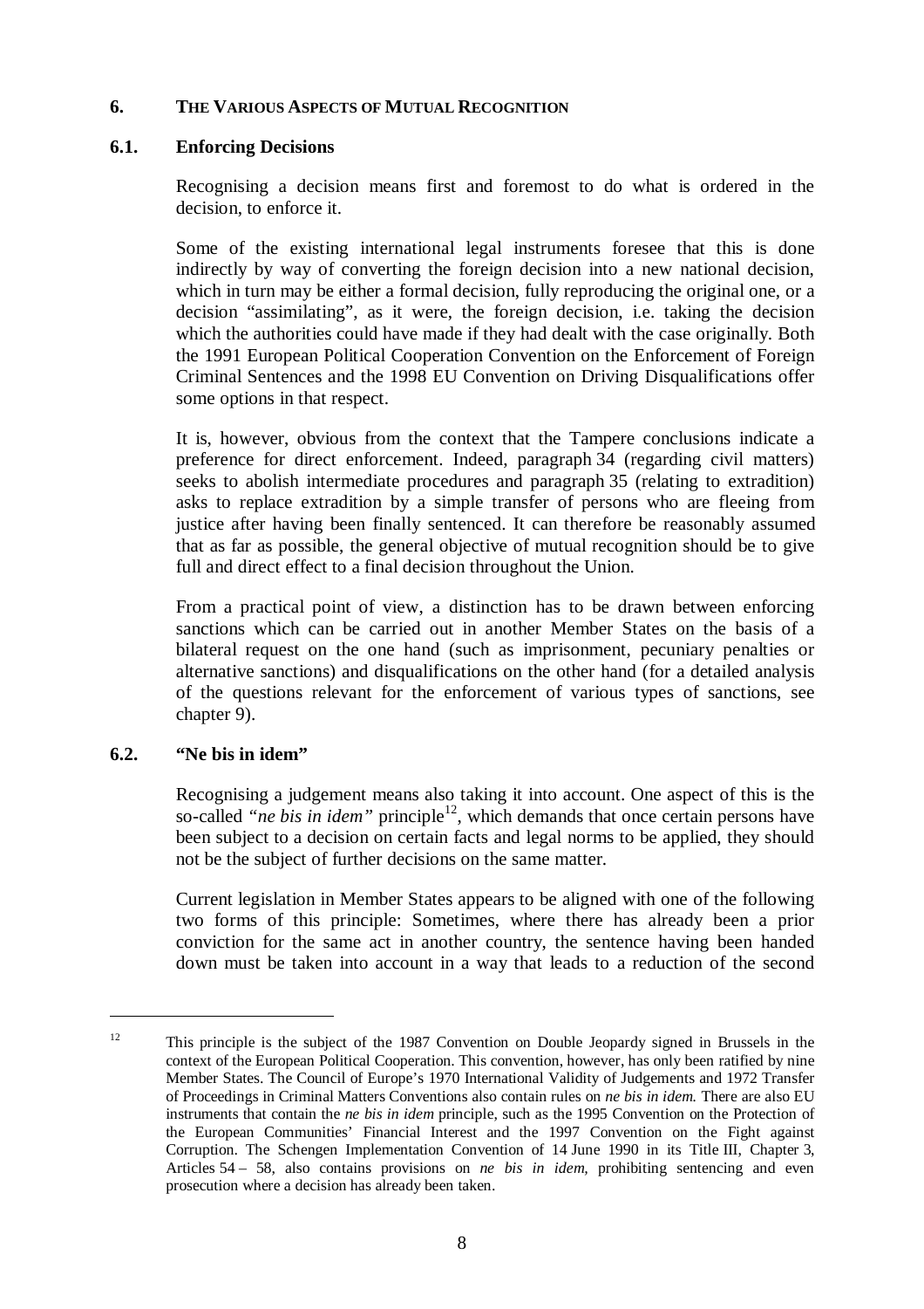## 6. THE VARIOUS ASPECTS OF MUTUAL RECOGNITION

### 6.1. Enforcing Decisions

Recognising a decision means first and foremost to do what is ordered in the decision, to enforce it.

Some of the existing international legal instruments foresee that this is done indirectly by way of converting the foreign decision into a new national decision, which in turn may be either a formal decision, fully reproducing the original one, or a decision "assimilating", as it were, the foreign decision, i.e. taking the decision which the authorities could have made if they had dealt with the case originally. Both the 1991 European Political Cooperation Convention on the Enforcement of Foreign Criminal Sentences and the 1998 EU Convention on Driving Disqualifications offer some options in that respect.

It is, however, obvious from the context that the Tampere conclusions indicate a preference for direct enforcement. Indeed, paragraph 34 (regarding civil matters) seeks to abolish intermediate procedures and paragraph 35 (relating to extradition) asks to replace extradition by a simple transfer of persons who are fleeing from justice after having been finally sentenced. It can therefore be reasonably assumed that as far as possible, the general objective of mutual recognition should be to give full and direct effect to a final decision throughout the Union.

From a practical point of view, a distinction has to be drawn between enforcing sanctions which can be carried out in another Member States on the basis of a bilateral request on the one hand (such as imprisonment, pecuniary penalties or alternative sanctions) and disqualifications on the other hand (for a detailed analysis of the questions relevant for the enforcement of various types of sanctions, see chapter 9).

### 6.2. "Ne bis in idem"

Recognising a judgement means also taking it into account. One aspect of this is the so-called *"ne bis in idem"* principle[12], which demands that once certain persons have been subject to a decision on certain facts and legal norms to be applied, they should not be the subject of further decisions on the same matter.

Current legislation in Member States appears to be aligned with one of the following two forms of this principle: Sometimes, where there has already been a prior conviction for the same act in another country, the sentence having been handed down must be taken into account in a way that leads to a reduction of the second

---

[12] This principle is the subject of the 1987 Convention on Double Jeopardy signed in Brussels in the context of the European Political Cooperation. This convention, however, has only been ratified by nine Member States. The Council of Europe's 1970 International Validity of Judgements and 1972 Transfer of Proceedings in Criminal Matters Conventions also contain rules on *ne bis in idem.* There are also EU instruments that contain the *ne bis in idem* principle, such as the 1995 Convention on the Protection of the European Communities' Financial Interest and the 1997 Convention on the Fight against Corruption. The Schengen Implementation Convention of 14 June 1990 in its Title III, Chapter 3, Articles 54 – 58, also contains provisions on *ne bis in idem,* prohibiting sentencing and even prosecution where a decision has already been taken.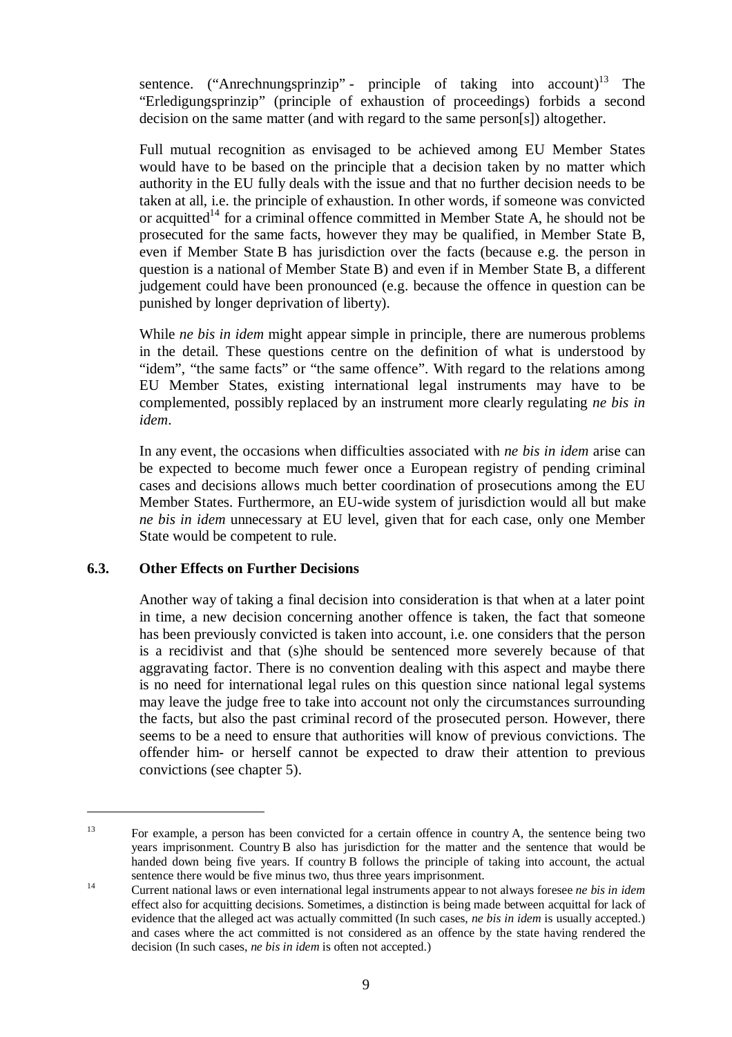sentence. ("Anrechnungsprinzip" - principle of taking into account)[13] The "Erledigungsprinzip" (principle of exhaustion of proceedings) forbids a second decision on the same matter (and with regard to the same person[s]) altogether.

Full mutual recognition as envisaged to be achieved among EU Member States would have to be based on the principle that a decision taken by no matter which authority in the EU fully deals with the issue and that no further decision needs to be taken at all, i.e. the principle of exhaustion. In other words, if someone was convicted or acquitted[14] for a criminal offence committed in Member State A, he should not be prosecuted for the same facts, however they may be qualified, in Member State B, even if Member State B has jurisdiction over the facts (because e.g. the person in question is a national of Member State B) and even if in Member State B, a different judgement could have been pronounced (e.g. because the offence in question can be punished by longer deprivation of liberty).

While *ne bis in idem* might appear simple in principle, there are numerous problems in the detail. These questions centre on the definition of what is understood by "idem", "the same facts" or "the same offence". With regard to the relations among EU Member States, existing international legal instruments may have to be complemented, possibly replaced by an instrument more clearly regulating *ne bis in idem*.

In any event, the occasions when difficulties associated with *ne bis in idem* arise can be expected to become much fewer once a European registry of pending criminal cases and decisions allows much better coordination of prosecutions among the EU Member States. Furthermore, an EU-wide system of jurisdiction would all but make *ne bis in idem* unnecessary at EU level, given that for each case, only one Member State would be competent to rule.

### 6.3. Other Effects on Further Decisions

Another way of taking a final decision into consideration is that when at a later point in time, a new decision concerning another offence is taken, the fact that someone has been previously convicted is taken into account, i.e. one considers that the person is a recidivist and that (s)he should be sentenced more severely because of that aggravating factor. There is no convention dealing with this aspect and maybe there is no need for international legal rules on this question since national legal systems may leave the judge free to take into account not only the circumstances surrounding the facts, but also the past criminal record of the prosecuted person. However, there seems to be a need to ensure that authorities will know of previous convictions. The offender him- or herself cannot be expected to draw their attention to previous convictions (see chapter 5).

---

[13] For example, a person has been convicted for a certain offence in country A, the sentence being two years imprisonment. Country B also has jurisdiction for the matter and the sentence that would be handed down being five years. If country B follows the principle of taking into account, the actual sentence there would be five minus two, thus three years imprisonment.

[14] Current national laws or even international legal instruments appear to not always foresee *ne bis in idem* effect also for acquitting decisions. Sometimes, a distinction is being made between acquittal for lack of evidence that the alleged act was actually committed (In such cases, *ne bis in idem* is usually accepted.) and cases where the act committed is not considered as an offence by the state having rendered the decision (In such cases, *ne bis in idem* is often not accepted.)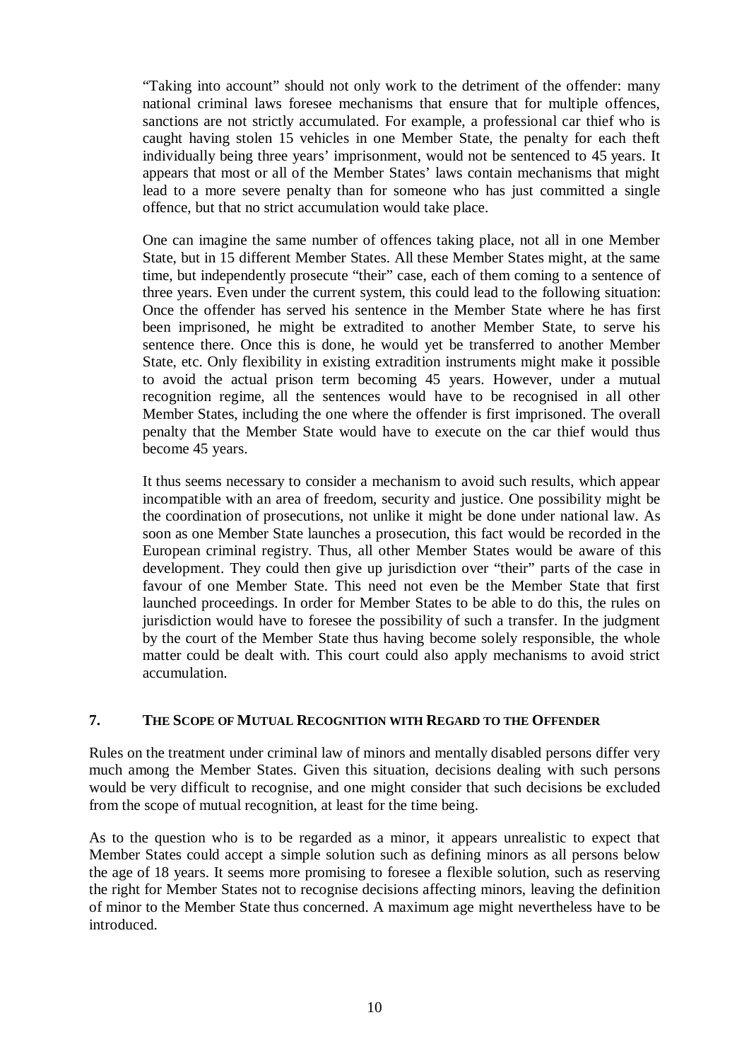"Taking into account" should not only work to the detriment of the offender: many national criminal laws foresee mechanisms that ensure that for multiple offences, sanctions are not strictly accumulated. For example, a professional car thief who is caught having stolen 15 vehicles in one Member State, the penalty for each theft individually being three years' imprisonment, would not be sentenced to 45 years. It appears that most or all of the Member States' laws contain mechanisms that might lead to a more severe penalty than for someone who has just committed a single offence, but that no strict accumulation would take place.

One can imagine the same number of offences taking place, not all in one Member State, but in 15 different Member States. All these Member States might, at the same time, but independently prosecute "their" case, each of them coming to a sentence of three years. Even under the current system, this could lead to the following situation: Once the offender has served his sentence in the Member State where he has first been imprisoned, he might be extradited to another Member State, to serve his sentence there. Once this is done, he would yet be transferred to another Member State, etc. Only flexibility in existing extradition instruments might make it possible to avoid the actual prison term becoming 45 years. However, under a mutual recognition regime, all the sentences would have to be recognised in all other Member States, including the one where the offender is first imprisoned. The overall penalty that the Member State would have to execute on the car thief would thus become 45 years.

It thus seems necessary to consider a mechanism to avoid such results, which appear incompatible with an area of freedom, security and justice. One possibility might be the coordination of prosecutions, not unlike it might be done under national law. As soon as one Member State launches a prosecution, this fact would be recorded in the European criminal registry. Thus, all other Member States would be aware of this development. They could then give up jurisdiction over "their" parts of the case in favour of one Member State. This need not even be the Member State that first launched proceedings. In order for Member States to be able to do this, the rules on jurisdiction would have to foresee the possibility of such a transfer. In the judgment by the court of the Member State thus having become solely responsible, the whole matter could be dealt with. This court could also apply mechanisms to avoid strict accumulation.

## 7. THE SCOPE OF MUTUAL RECOGNITION WITH REGARD TO THE OFFENDER

Rules on the treatment under criminal law of minors and mentally disabled persons differ very much among the Member States. Given this situation, decisions dealing with such persons would be very difficult to recognise, and one might consider that such decisions be excluded from the scope of mutual recognition, at least for the time being.

As to the question who is to be regarded as a minor, it appears unrealistic to expect that Member States could accept a simple solution such as defining minors as all persons below the age of 18 years. It seems more promising to foresee a flexible solution, such as reserving the right for Member States not to recognise decisions affecting minors, leaving the definition of minor to the Member State thus concerned. A maximum age might nevertheless have to be introduced.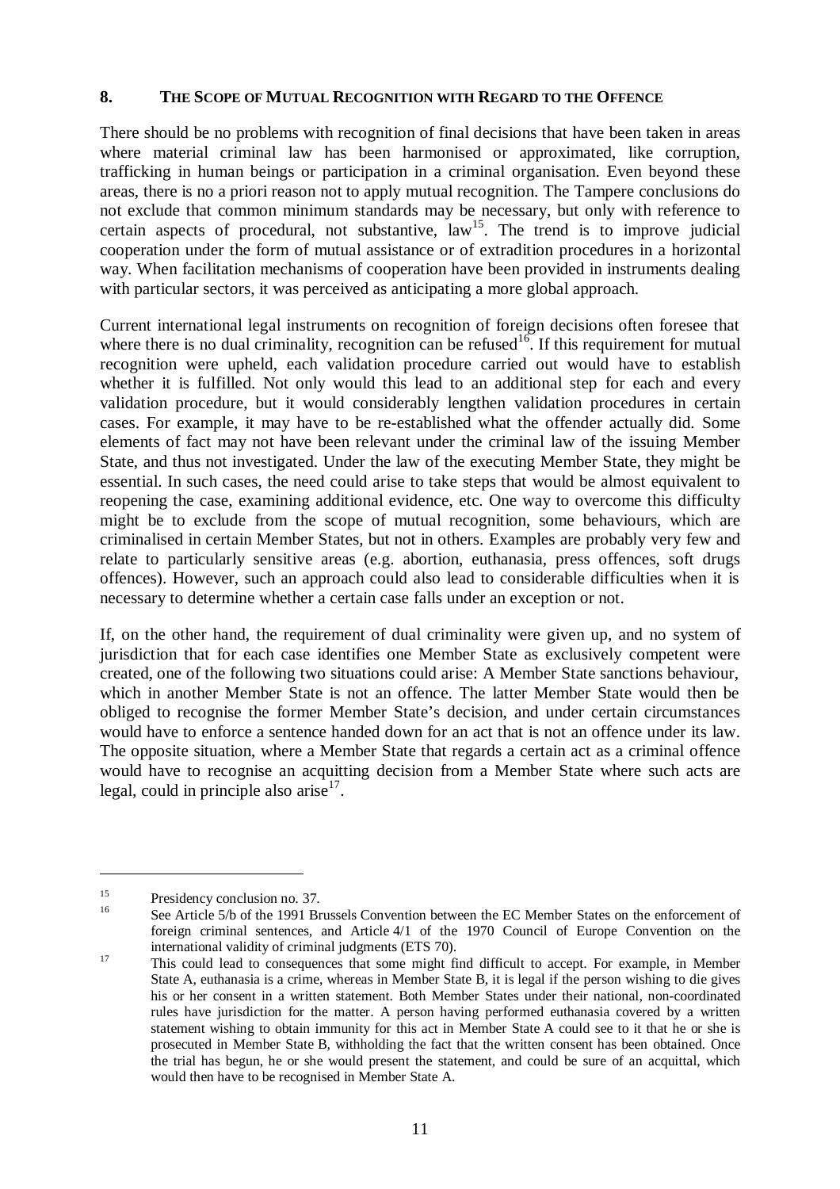## 8. THE SCOPE OF MUTUAL RECOGNITION WITH REGARD TO THE OFFENCE

There should be no problems with recognition of final decisions that have been taken in areas where material criminal law has been harmonised or approximated, like corruption, trafficking in human beings or participation in a criminal organisation. Even beyond these areas, there is no a priori reason not to apply mutual recognition. The Tampere conclusions do not exclude that common minimum standards may be necessary, but only with reference to certain aspects of procedural, not substantive, law[15]. The trend is to improve judicial cooperation under the form of mutual assistance or of extradition procedures in a horizontal way. When facilitation mechanisms of cooperation have been provided in instruments dealing with particular sectors, it was perceived as anticipating a more global approach.

Current international legal instruments on recognition of foreign decisions often foresee that where there is no dual criminality, recognition can be refused[16]. If this requirement for mutual recognition were upheld, each validation procedure carried out would have to establish whether it is fulfilled. Not only would this lead to an additional step for each and every validation procedure, but it would considerably lengthen validation procedures in certain cases. For example, it may have to be re-established what the offender actually did. Some elements of fact may not have been relevant under the criminal law of the issuing Member State, and thus not investigated. Under the law of the executing Member State, they might be essential. In such cases, the need could arise to take steps that would be almost equivalent to reopening the case, examining additional evidence, etc. One way to overcome this difficulty might be to exclude from the scope of mutual recognition, some behaviours, which are criminalised in certain Member States, but not in others. Examples are probably very few and relate to particularly sensitive areas (e.g. abortion, euthanasia, press offences, soft drugs offences). However, such an approach could also lead to considerable difficulties when it is necessary to determine whether a certain case falls under an exception or not.

If, on the other hand, the requirement of dual criminality were given up, and no system of jurisdiction that for each case identifies one Member State as exclusively competent were created, one of the following two situations could arise: A Member State sanctions behaviour, which in another Member State is not an offence. The latter Member State would then be obliged to recognise the former Member State's decision, and under certain circumstances would have to enforce a sentence handed down for an act that is not an offence under its law. The opposite situation, where a Member State that regards a certain act as a criminal offence would have to recognise an acquitting decision from a Member State where such acts are legal, could in principle also arise[17].

---

[15] Presidency conclusion no. 37.

[16] See Article 5/b of the 1991 Brussels Convention between the EC Member States on the enforcement of foreign criminal sentences, and Article 4/1 of the 1970 Council of Europe Convention on the international validity of criminal judgments (ETS 70).

[17] This could lead to consequences that some might find difficult to accept. For example, in Member State A, euthanasia is a crime, whereas in Member State B, it is legal if the person wishing to die gives his or her consent in a written statement. Both Member States under their national, non-coordinated rules have jurisdiction for the matter. A person having performed euthanasia covered by a written statement wishing to obtain immunity for this act in Member State A could see to it that he or she is prosecuted in Member State B, withholding the fact that the written consent has been obtained. Once the trial has begun, he or she would present the statement, and could be sure of an acquittal, which would then have to be recognised in Member State A.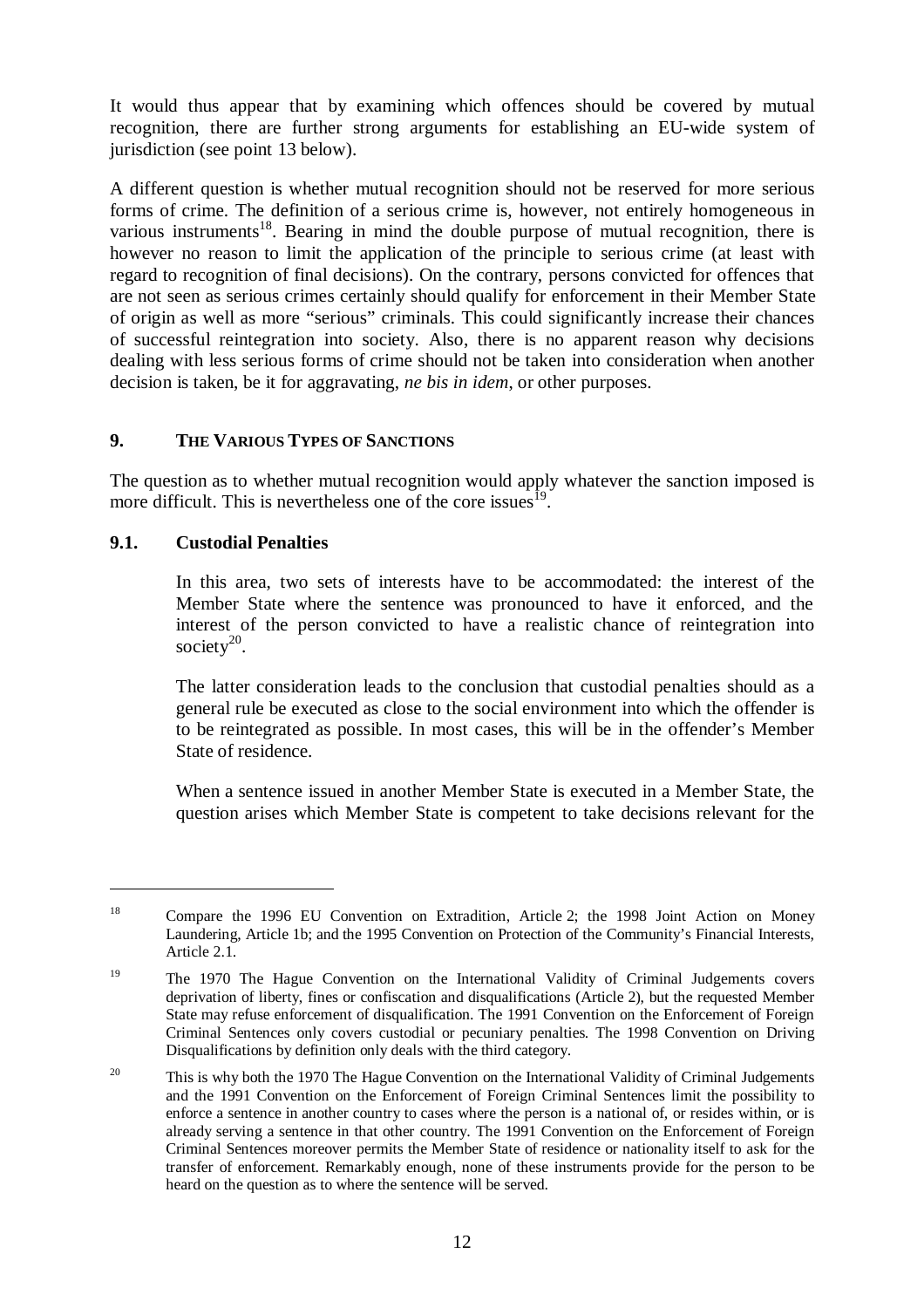It would thus appear that by examining which offences should be covered by mutual recognition, there are further strong arguments for establishing an EU-wide system of jurisdiction (see point 13 below).

A different question is whether mutual recognition should not be reserved for more serious forms of crime. The definition of a serious crime is, however, not entirely homogeneous in various instruments[18]. Bearing in mind the double purpose of mutual recognition, there is however no reason to limit the application of the principle to serious crime (at least with regard to recognition of final decisions). On the contrary, persons convicted for offences that are not seen as serious crimes certainly should qualify for enforcement in their Member State of origin as well as more "serious" criminals. This could significantly increase their chances of successful reintegration into society. Also, there is no apparent reason why decisions dealing with less serious forms of crime should not be taken into consideration when another decision is taken, be it for aggravating, *ne bis in idem*, or other purposes.

## 9. THE VARIOUS TYPES OF SANCTIONS

The question as to whether mutual recognition would apply whatever the sanction imposed is more difficult. This is nevertheless one of the core issues[19].

### 9.1. Custodial Penalties

In this area, two sets of interests have to be accommodated: the interest of the Member State where the sentence was pronounced to have it enforced, and the interest of the person convicted to have a realistic chance of reintegration into society[20].

The latter consideration leads to the conclusion that custodial penalties should as a general rule be executed as close to the social environment into which the offender is to be reintegrated as possible. In most cases, this will be in the offender's Member State of residence.

When a sentence issued in another Member State is executed in a Member State, the question arises which Member State is competent to take decisions relevant for the

---

[18] Compare the 1996 EU Convention on Extradition, Article 2; the 1998 Joint Action on Money Laundering, Article 1b; and the 1995 Convention on Protection of the Community's Financial Interests, Article 2.1.

[19] The 1970 The Hague Convention on the International Validity of Criminal Judgements covers deprivation of liberty, fines or confiscation and disqualifications (Article 2), but the requested Member State may refuse enforcement of disqualification. The 1991 Convention on the Enforcement of Foreign Criminal Sentences only covers custodial or pecuniary penalties. The 1998 Convention on Driving Disqualifications by definition only deals with the third category.

[20] This is why both the 1970 The Hague Convention on the International Validity of Criminal Judgements and the 1991 Convention on the Enforcement of Foreign Criminal Sentences limit the possibility to enforce a sentence in another country to cases where the person is a national of, or resides within, or is already serving a sentence in that other country. The 1991 Convention on the Enforcement of Foreign Criminal Sentences moreover permits the Member State of residence or nationality itself to ask for the transfer of enforcement. Remarkably enough, none of these instruments provide for the person to be heard on the question as to where the sentence will be served.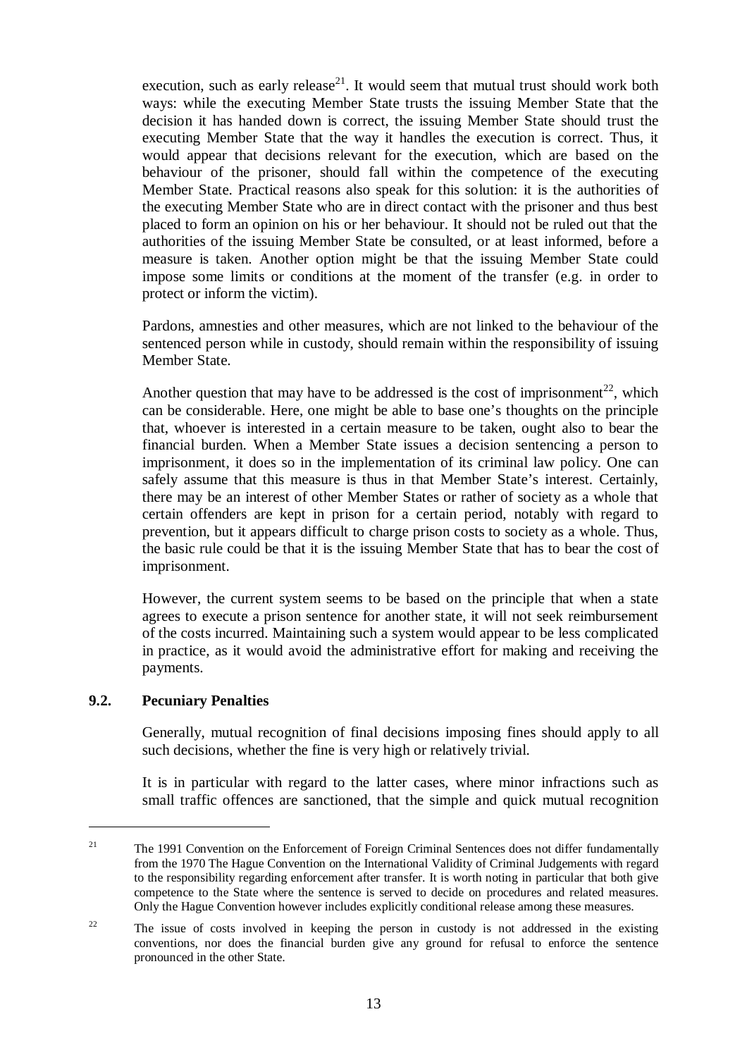execution, such as early release[21]. It would seem that mutual trust should work both ways: while the executing Member State trusts the issuing Member State that the decision it has handed down is correct, the issuing Member State should trust the executing Member State that the way it handles the execution is correct. Thus, it would appear that decisions relevant for the execution, which are based on the behaviour of the prisoner, should fall within the competence of the executing Member State. Practical reasons also speak for this solution: it is the authorities of the executing Member State who are in direct contact with the prisoner and thus best placed to form an opinion on his or her behaviour. It should not be ruled out that the authorities of the issuing Member State be consulted, or at least informed, before a measure is taken. Another option might be that the issuing Member State could impose some limits or conditions at the moment of the transfer (e.g. in order to protect or inform the victim).

Pardons, amnesties and other measures, which are not linked to the behaviour of the sentenced person while in custody, should remain within the responsibility of issuing Member State.

Another question that may have to be addressed is the cost of imprisonment[22], which can be considerable. Here, one might be able to base one's thoughts on the principle that, whoever is interested in a certain measure to be taken, ought also to bear the financial burden. When a Member State issues a decision sentencing a person to imprisonment, it does so in the implementation of its criminal law policy. One can safely assume that this measure is thus in that Member State's interest. Certainly, there may be an interest of other Member States or rather of society as a whole that certain offenders are kept in prison for a certain period, notably with regard to prevention, but it appears difficult to charge prison costs to society as a whole. Thus, the basic rule could be that it is the issuing Member State that has to bear the cost of imprisonment.

However, the current system seems to be based on the principle that when a state agrees to execute a prison sentence for another state, it will not seek reimbursement of the costs incurred. Maintaining such a system would appear to be less complicated in practice, as it would avoid the administrative effort for making and receiving the payments.

### 9.2. Pecuniary Penalties

Generally, mutual recognition of final decisions imposing fines should apply to all such decisions, whether the fine is very high or relatively trivial.

It is in particular with regard to the latter cases, where minor infractions such as small traffic offences are sanctioned, that the simple and quick mutual recognition

---

[21] The 1991 Convention on the Enforcement of Foreign Criminal Sentences does not differ fundamentally from the 1970 The Hague Convention on the International Validity of Criminal Judgements with regard to the responsibility regarding enforcement after transfer. It is worth noting in particular that both give competence to the State where the sentence is served to decide on procedures and related measures. Only the Hague Convention however includes explicitly conditional release among these measures.

[22] The issue of costs involved in keeping the person in custody is not addressed in the existing conventions, nor does the financial burden give any ground for refusal to enforce the sentence pronounced in the other State.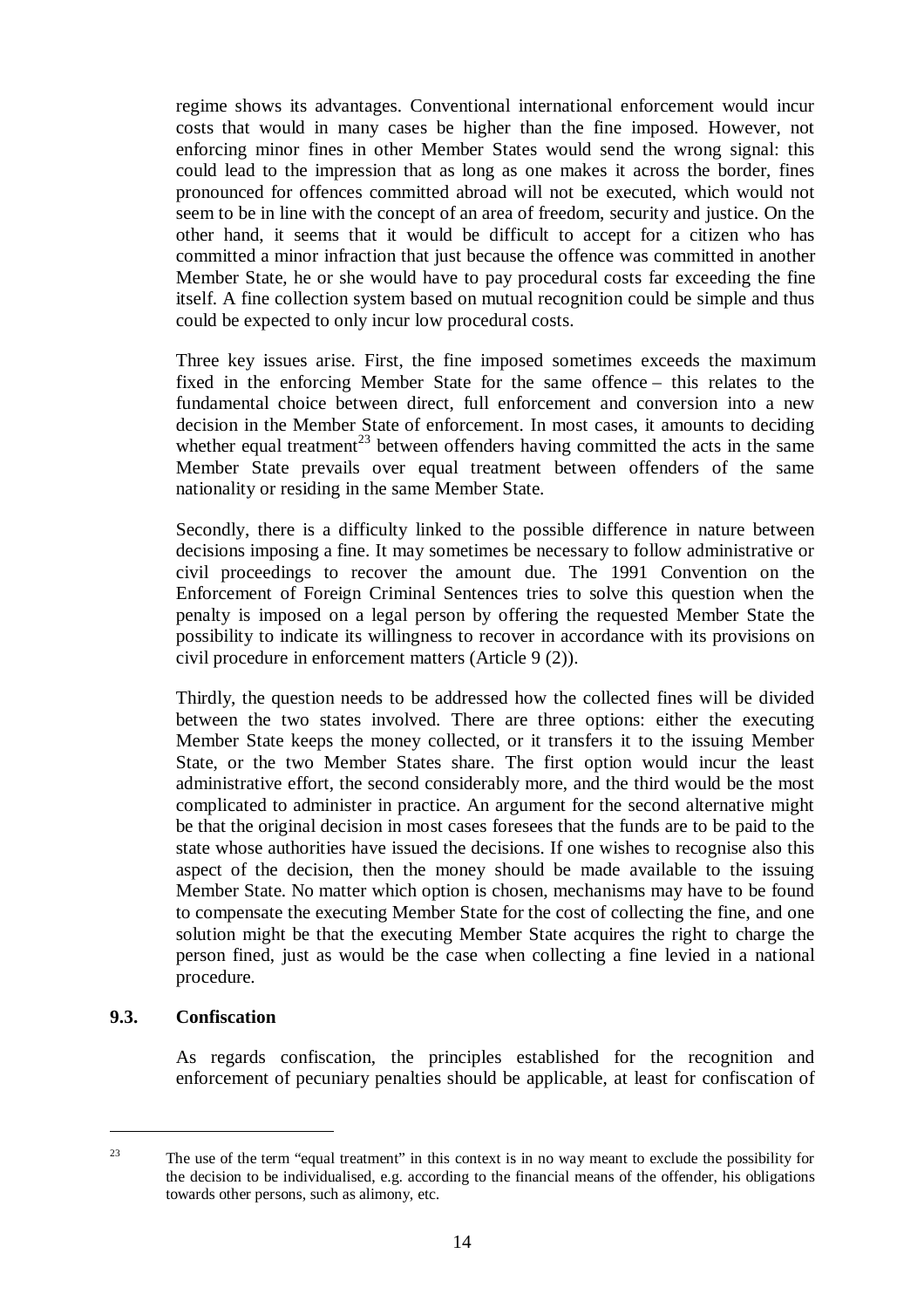regime shows its advantages. Conventional international enforcement would incur costs that would in many cases be higher than the fine imposed. However, not enforcing minor fines in other Member States would send the wrong signal: this could lead to the impression that as long as one makes it across the border, fines pronounced for offences committed abroad will not be executed, which would not seem to be in line with the concept of an area of freedom, security and justice. On the other hand, it seems that it would be difficult to accept for a citizen who has committed a minor infraction that just because the offence was committed in another Member State, he or she would have to pay procedural costs far exceeding the fine itself. A fine collection system based on mutual recognition could be simple and thus could be expected to only incur low procedural costs.

Three key issues arise. First, the fine imposed sometimes exceeds the maximum fixed in the enforcing Member State for the same offence – this relates to the fundamental choice between direct, full enforcement and conversion into a new decision in the Member State of enforcement. In most cases, it amounts to deciding whether equal treatment[23] between offenders having committed the acts in the same Member State prevails over equal treatment between offenders of the same nationality or residing in the same Member State.

Secondly, there is a difficulty linked to the possible difference in nature between decisions imposing a fine. It may sometimes be necessary to follow administrative or civil proceedings to recover the amount due. The 1991 Convention on the Enforcement of Foreign Criminal Sentences tries to solve this question when the penalty is imposed on a legal person by offering the requested Member State the possibility to indicate its willingness to recover in accordance with its provisions on civil procedure in enforcement matters (Article 9 (2)).

Thirdly, the question needs to be addressed how the collected fines will be divided between the two states involved. There are three options: either the executing Member State keeps the money collected, or it transfers it to the issuing Member State, or the two Member States share. The first option would incur the least administrative effort, the second considerably more, and the third would be the most complicated to administer in practice. An argument for the second alternative might be that the original decision in most cases foresees that the funds are to be paid to the state whose authorities have issued the decisions. If one wishes to recognise also this aspect of the decision, then the money should be made available to the issuing Member State. No matter which option is chosen, mechanisms may have to be found to compensate the executing Member State for the cost of collecting the fine, and one solution might be that the executing Member State acquires the right to charge the person fined, just as would be the case when collecting a fine levied in a national procedure.

### 9.3. Confiscation

As regards confiscation, the principles established for the recognition and enforcement of pecuniary penalties should be applicable, at least for confiscation of

---

[23] The use of the term "equal treatment" in this context is in no way meant to exclude the possibility for the decision to be individualised, e.g. according to the financial means of the offender, his obligations towards other persons, such as alimony, etc.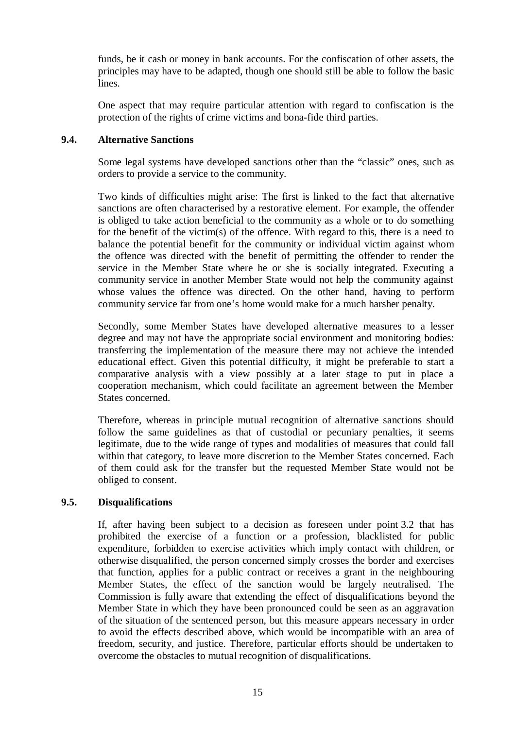funds, be it cash or money in bank accounts. For the confiscation of other assets, the principles may have to be adapted, though one should still be able to follow the basic lines.

One aspect that may require particular attention with regard to confiscation is the protection of the rights of crime victims and bona-fide third parties.

### 9.4. Alternative Sanctions

Some legal systems have developed sanctions other than the "classic" ones, such as orders to provide a service to the community.

Two kinds of difficulties might arise: The first is linked to the fact that alternative sanctions are often characterised by a restorative element. For example, the offender is obliged to take action beneficial to the community as a whole or to do something for the benefit of the victim(s) of the offence. With regard to this, there is a need to balance the potential benefit for the community or individual victim against whom the offence was directed with the benefit of permitting the offender to render the service in the Member State where he or she is socially integrated. Executing a community service in another Member State would not help the community against whose values the offence was directed. On the other hand, having to perform community service far from one's home would make for a much harsher penalty.

Secondly, some Member States have developed alternative measures to a lesser degree and may not have the appropriate social environment and monitoring bodies: transferring the implementation of the measure there may not achieve the intended educational effect. Given this potential difficulty, it might be preferable to start a comparative analysis with a view possibly at a later stage to put in place a cooperation mechanism, which could facilitate an agreement between the Member States concerned.

Therefore, whereas in principle mutual recognition of alternative sanctions should follow the same guidelines as that of custodial or pecuniary penalties, it seems legitimate, due to the wide range of types and modalities of measures that could fall within that category, to leave more discretion to the Member States concerned. Each of them could ask for the transfer but the requested Member State would not be obliged to consent.

### 9.5. Disqualifications

If, after having been subject to a decision as foreseen under point 3.2 that has prohibited the exercise of a function or a profession, blacklisted for public expenditure, forbidden to exercise activities which imply contact with children, or otherwise disqualified, the person concerned simply crosses the border and exercises that function, applies for a public contract or receives a grant in the neighbouring Member States, the effect of the sanction would be largely neutralised. The Commission is fully aware that extending the effect of disqualifications beyond the Member State in which they have been pronounced could be seen as an aggravation of the situation of the sentenced person, but this measure appears necessary in order to avoid the effects described above, which would be incompatible with an area of freedom, security, and justice. Therefore, particular efforts should be undertaken to overcome the obstacles to mutual recognition of disqualifications.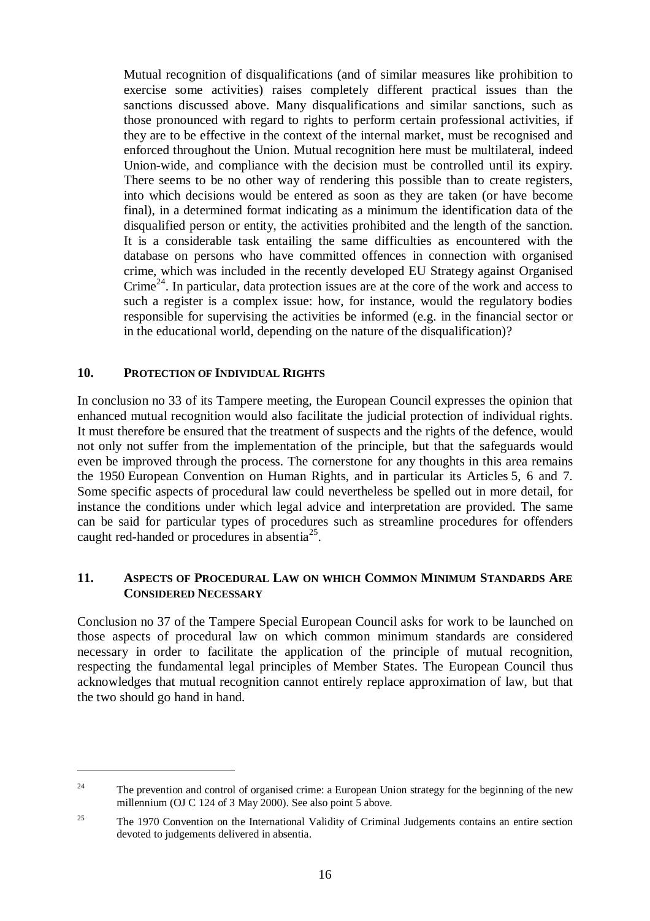Mutual recognition of disqualifications (and of similar measures like prohibition to exercise some activities) raises completely different practical issues than the sanctions discussed above. Many disqualifications and similar sanctions, such as those pronounced with regard to rights to perform certain professional activities, if they are to be effective in the context of the internal market, must be recognised and enforced throughout the Union. Mutual recognition here must be multilateral, indeed Union-wide, and compliance with the decision must be controlled until its expiry. There seems to be no other way of rendering this possible than to create registers, into which decisions would be entered as soon as they are taken (or have become final), in a determined format indicating as a minimum the identification data of the disqualified person or entity, the activities prohibited and the length of the sanction. It is a considerable task entailing the same difficulties as encountered with the database on persons who have committed offences in connection with organised crime, which was included in the recently developed EU Strategy against Organised Crime[24]. In particular, data protection issues are at the core of the work and access to such a register is a complex issue: how, for instance, would the regulatory bodies responsible for supervising the activities be informed (e.g. in the financial sector or in the educational world, depending on the nature of the disqualification)?

## 10. PROTECTION OF INDIVIDUAL RIGHTS

In conclusion no 33 of its Tampere meeting, the European Council expresses the opinion that enhanced mutual recognition would also facilitate the judicial protection of individual rights. It must therefore be ensured that the treatment of suspects and the rights of the defence, would not only not suffer from the implementation of the principle, but that the safeguards would even be improved through the process. The cornerstone for any thoughts in this area remains the 1950 European Convention on Human Rights, and in particular its Articles 5, 6 and 7. Some specific aspects of procedural law could nevertheless be spelled out in more detail, for instance the conditions under which legal advice and interpretation are provided. The same can be said for particular types of procedures such as streamline procedures for offenders caught red-handed or procedures in absentia[25].

## 11. ASPECTS OF PROCEDURAL LAW ON WHICH COMMON MINIMUM STANDARDS ARE CONSIDERED NECESSARY

Conclusion no 37 of the Tampere Special European Council asks for work to be launched on those aspects of procedural law on which common minimum standards are considered necessary in order to facilitate the application of the principle of mutual recognition, respecting the fundamental legal principles of Member States. The European Council thus acknowledges that mutual recognition cannot entirely replace approximation of law, but that the two should go hand in hand.

---

[24] The prevention and control of organised crime: a European Union strategy for the beginning of the new millennium (OJ C 124 of 3 May 2000). See also point 5 above.

[25] The 1970 Convention on the International Validity of Criminal Judgements contains an entire section devoted to judgements delivered in absentia.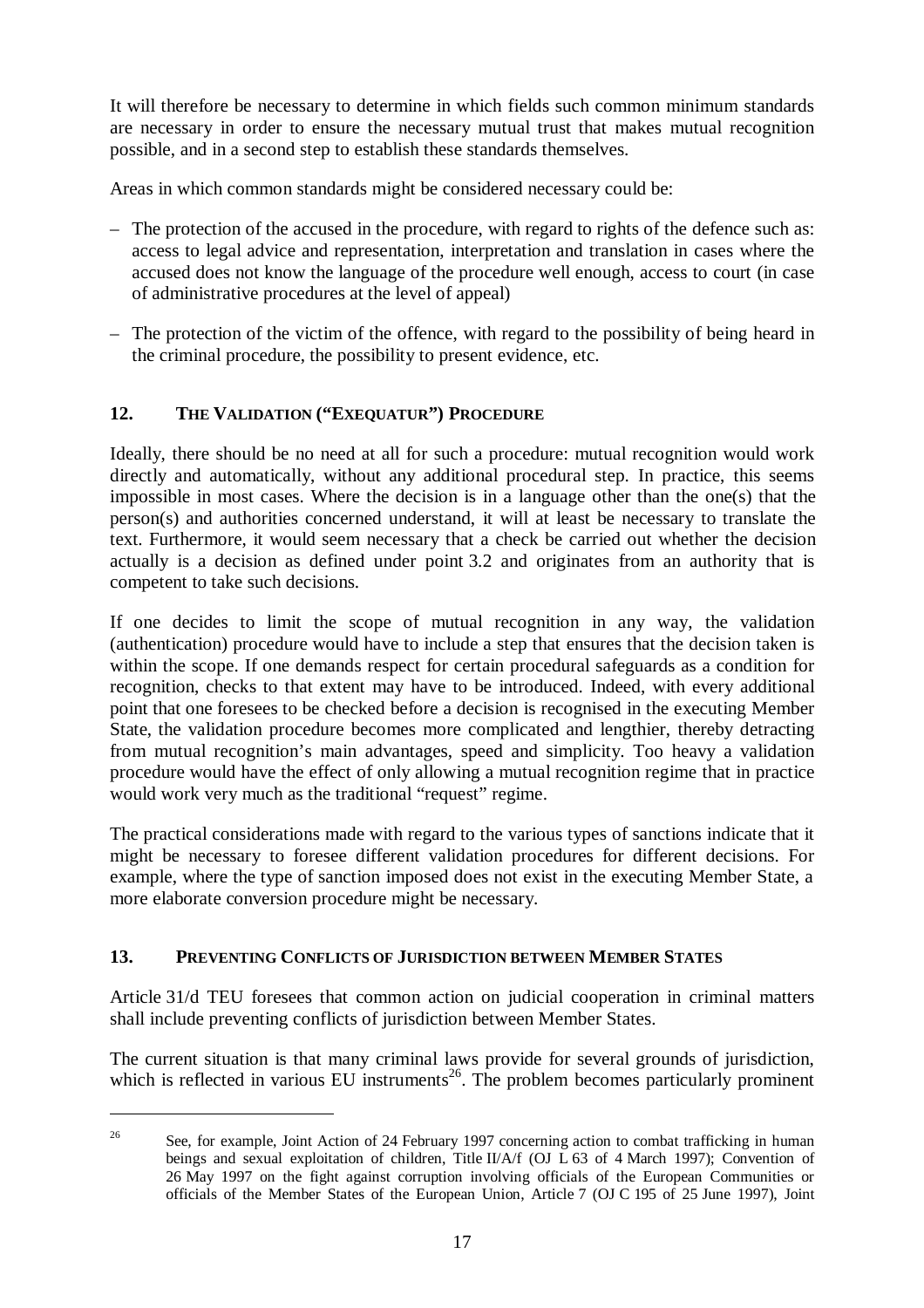It will therefore be necessary to determine in which fields such common minimum standards are necessary in order to ensure the necessary mutual trust that makes mutual recognition possible, and in a second step to establish these standards themselves.

Areas in which common standards might be considered necessary could be:

– The protection of the accused in the procedure, with regard to rights of the defence such as: access to legal advice and representation, interpretation and translation in cases where the accused does not know the language of the procedure well enough, access to court (in case of administrative procedures at the level of appeal)

– The protection of the victim of the offence, with regard to the possibility of being heard in the criminal procedure, the possibility to present evidence, etc.

## 12. THE VALIDATION ("EXEQUATUR") PROCEDURE

Ideally, there should be no need at all for such a procedure: mutual recognition would work directly and automatically, without any additional procedural step. In practice, this seems impossible in most cases. Where the decision is in a language other than the one(s) that the person(s) and authorities concerned understand, it will at least be necessary to translate the text. Furthermore, it would seem necessary that a check be carried out whether the decision actually is a decision as defined under point 3.2 and originates from an authority that is competent to take such decisions.

If one decides to limit the scope of mutual recognition in any way, the validation (authentication) procedure would have to include a step that ensures that the decision taken is within the scope. If one demands respect for certain procedural safeguards as a condition for recognition, checks to that extent may have to be introduced. Indeed, with every additional point that one foresees to be checked before a decision is recognised in the executing Member State, the validation procedure becomes more complicated and lengthier, thereby detracting from mutual recognition's main advantages, speed and simplicity. Too heavy a validation procedure would have the effect of only allowing a mutual recognition regime that in practice would work very much as the traditional "request" regime.

The practical considerations made with regard to the various types of sanctions indicate that it might be necessary to foresee different validation procedures for different decisions. For example, where the type of sanction imposed does not exist in the executing Member State, a more elaborate conversion procedure might be necessary.

## 13. PREVENTING CONFLICTS OF JURISDICTION BETWEEN MEMBER STATES

Article 31/d TEU foresees that common action on judicial cooperation in criminal matters shall include preventing conflicts of jurisdiction between Member States.

The current situation is that many criminal laws provide for several grounds of jurisdiction, which is reflected in various EU instruments[26]. The problem becomes particularly prominent

[26] See, for example, Joint Action of 24 February 1997 concerning action to combat trafficking in human beings and sexual exploitation of children, Title II/A/f (OJ L 63 of 4 March 1997); Convention of 26 May 1997 on the fight against corruption involving officials of the European Communities or officials of the Member States of the European Union, Article 7 (OJ C 195 of 25 June 1997), Joint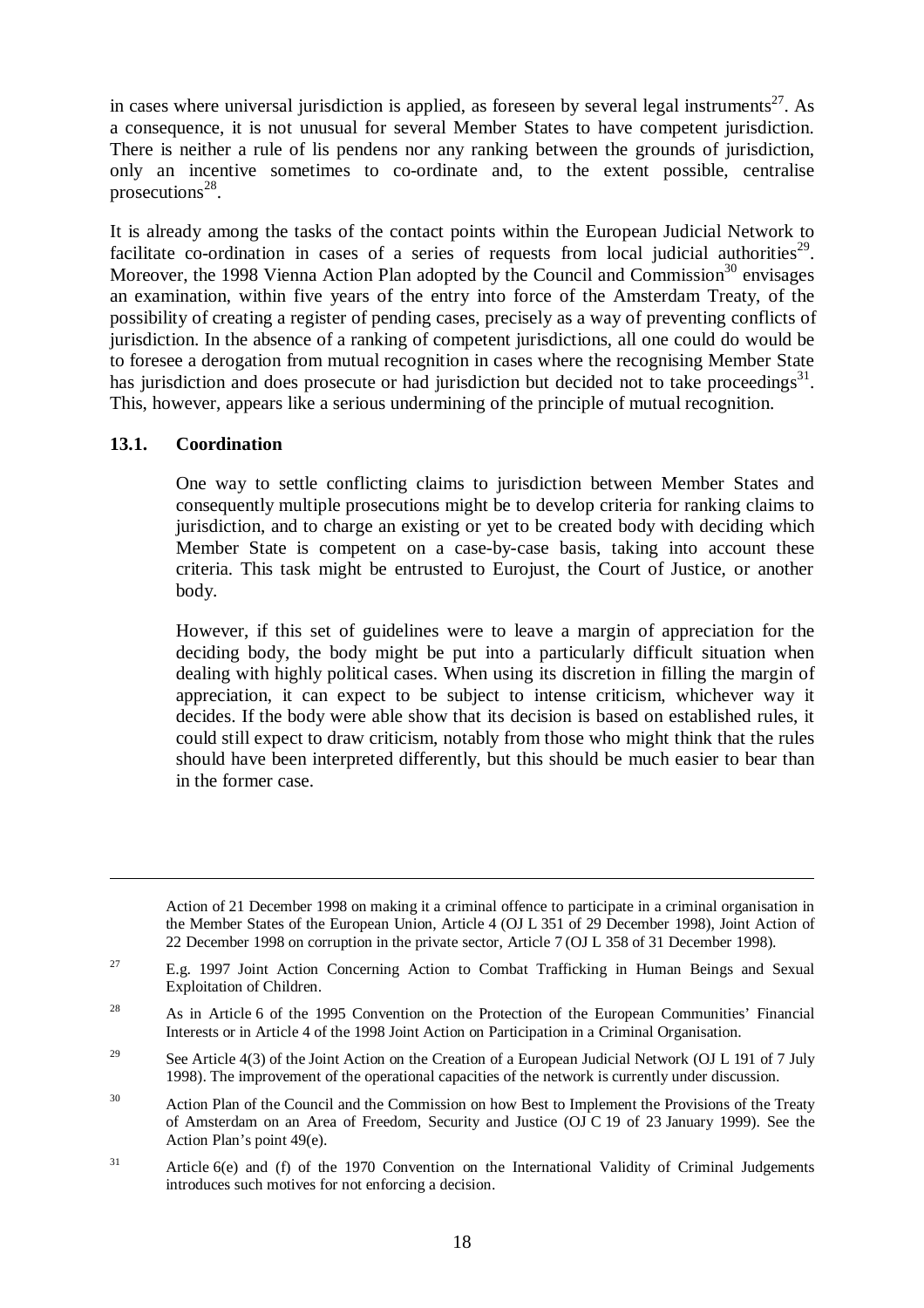in cases where universal jurisdiction is applied, as foreseen by several legal instruments[27]. As a consequence, it is not unusual for several Member States to have competent jurisdiction. There is neither a rule of lis pendens nor any ranking between the grounds of jurisdiction, only an incentive sometimes to co-ordinate and, to the extent possible, centralise prosecutions[28].

It is already among the tasks of the contact points within the European Judicial Network to facilitate co-ordination in cases of a series of requests from local judicial authorities[29]. Moreover, the 1998 Vienna Action Plan adopted by the Council and Commission[30] envisages an examination, within five years of the entry into force of the Amsterdam Treaty, of the possibility of creating a register of pending cases, precisely as a way of preventing conflicts of jurisdiction. In the absence of a ranking of competent jurisdictions, all one could do would be to foresee a derogation from mutual recognition in cases where the recognising Member State has jurisdiction and does prosecute or had jurisdiction but decided not to take proceedings[31]. This, however, appears like a serious undermining of the principle of mutual recognition.

### 13.1. Coordination

One way to settle conflicting claims to jurisdiction between Member States and consequently multiple prosecutions might be to develop criteria for ranking claims to jurisdiction, and to charge an existing or yet to be created body with deciding which Member State is competent on a case-by-case basis, taking into account these criteria. This task might be entrusted to Eurojust, the Court of Justice, or another body.

However, if this set of guidelines were to leave a margin of appreciation for the deciding body, the body might be put into a particularly difficult situation when dealing with highly political cases. When using its discretion in filling the margin of appreciation, it can expect to be subject to intense criticism, whichever way it decides. If the body were able show that its decision is based on established rules, it could still expect to draw criticism, notably from those who might think that the rules should have been interpreted differently, but this should be much easier to bear than in the former case.

---

Action of 21 December 1998 on making it a criminal offence to participate in a criminal organisation in the Member States of the European Union, Article 4 (OJ L 351 of 29 December 1998), Joint Action of 22 December 1998 on corruption in the private sector, Article 7 (OJ L 358 of 31 December 1998).

[27] E.g. 1997 Joint Action Concerning Action to Combat Trafficking in Human Beings and Sexual Exploitation of Children.

[28] As in Article 6 of the 1995 Convention on the Protection of the European Communities' Financial Interests or in Article 4 of the 1998 Joint Action on Participation in a Criminal Organisation.

[29] See Article 4(3) of the Joint Action on the Creation of a European Judicial Network (OJ L 191 of 7 July 1998). The improvement of the operational capacities of the network is currently under discussion.

[30] Action Plan of the Council and the Commission on how Best to Implement the Provisions of the Treaty of Amsterdam on an Area of Freedom, Security and Justice (OJ C 19 of 23 January 1999). See the Action Plan's point 49(e).

[31] Article 6(e) and (f) of the 1970 Convention on the International Validity of Criminal Judgements introduces such motives for not enforcing a decision.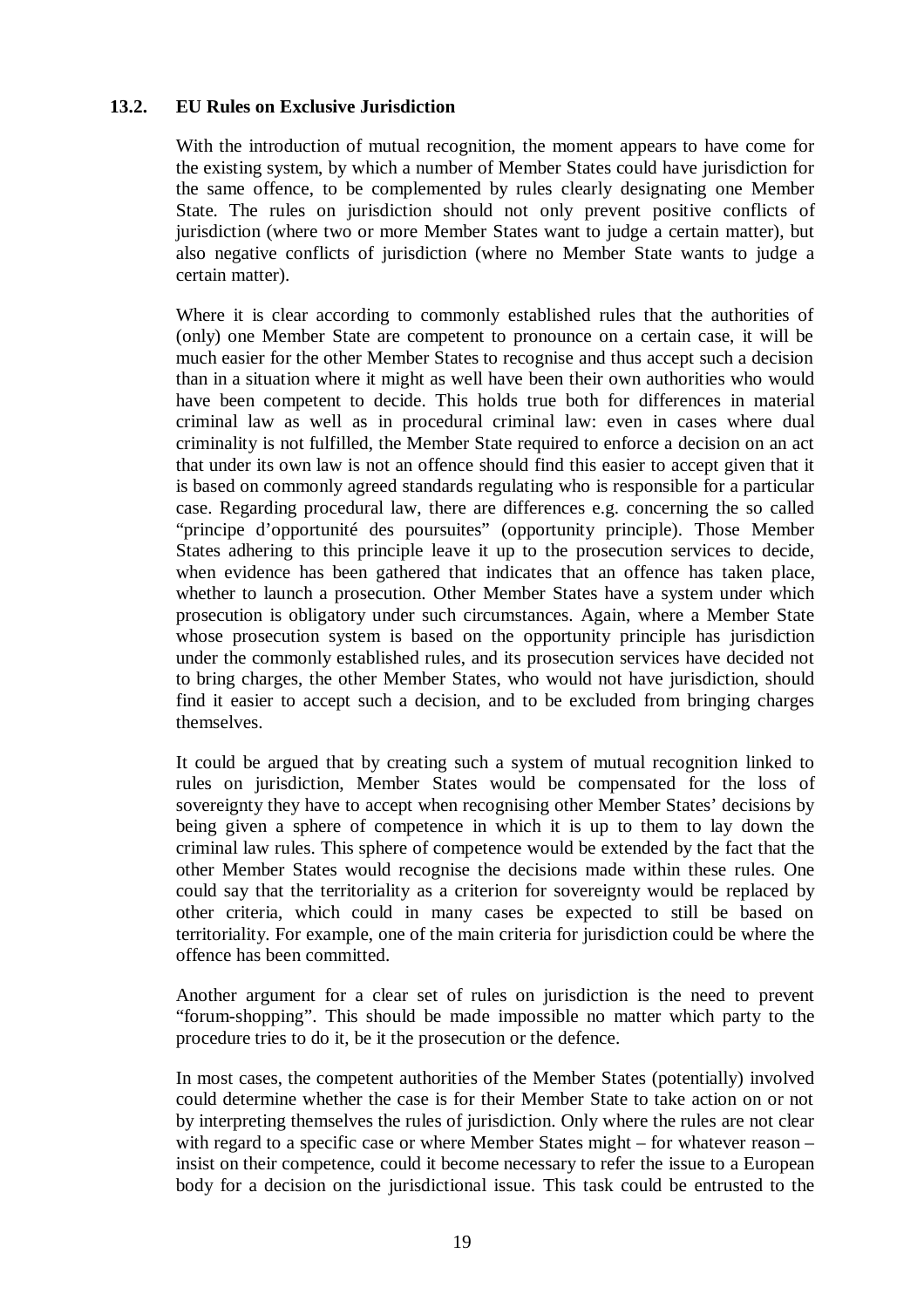### 13.2. EU Rules on Exclusive Jurisdiction

With the introduction of mutual recognition, the moment appears to have come for the existing system, by which a number of Member States could have jurisdiction for the same offence, to be complemented by rules clearly designating one Member State. The rules on jurisdiction should not only prevent positive conflicts of jurisdiction (where two or more Member States want to judge a certain matter), but also negative conflicts of jurisdiction (where no Member State wants to judge a certain matter).

Where it is clear according to commonly established rules that the authorities of (only) one Member State are competent to pronounce on a certain case, it will be much easier for the other Member States to recognise and thus accept such a decision than in a situation where it might as well have been their own authorities who would have been competent to decide. This holds true both for differences in material criminal law as well as in procedural criminal law: even in cases where dual criminality is not fulfilled, the Member State required to enforce a decision on an act that under its own law is not an offence should find this easier to accept given that it is based on commonly agreed standards regulating who is responsible for a particular case. Regarding procedural law, there are differences e.g. concerning the so called "principe d'opportunité des poursuites" (opportunity principle). Those Member States adhering to this principle leave it up to the prosecution services to decide, when evidence has been gathered that indicates that an offence has taken place, whether to launch a prosecution. Other Member States have a system under which prosecution is obligatory under such circumstances. Again, where a Member State whose prosecution system is based on the opportunity principle has jurisdiction under the commonly established rules, and its prosecution services have decided not to bring charges, the other Member States, who would not have jurisdiction, should find it easier to accept such a decision, and to be excluded from bringing charges themselves.

It could be argued that by creating such a system of mutual recognition linked to rules on jurisdiction, Member States would be compensated for the loss of sovereignty they have to accept when recognising other Member States' decisions by being given a sphere of competence in which it is up to them to lay down the criminal law rules. This sphere of competence would be extended by the fact that the other Member States would recognise the decisions made within these rules. One could say that the territoriality as a criterion for sovereignty would be replaced by other criteria, which could in many cases be expected to still be based on territoriality. For example, one of the main criteria for jurisdiction could be where the offence has been committed.

Another argument for a clear set of rules on jurisdiction is the need to prevent "forum-shopping". This should be made impossible no matter which party to the procedure tries to do it, be it the prosecution or the defence.

In most cases, the competent authorities of the Member States (potentially) involved could determine whether the case is for their Member State to take action on or not by interpreting themselves the rules of jurisdiction. Only where the rules are not clear with regard to a specific case or where Member States might – for whatever reason – insist on their competence, could it become necessary to refer the issue to a European body for a decision on the jurisdictional issue. This task could be entrusted to the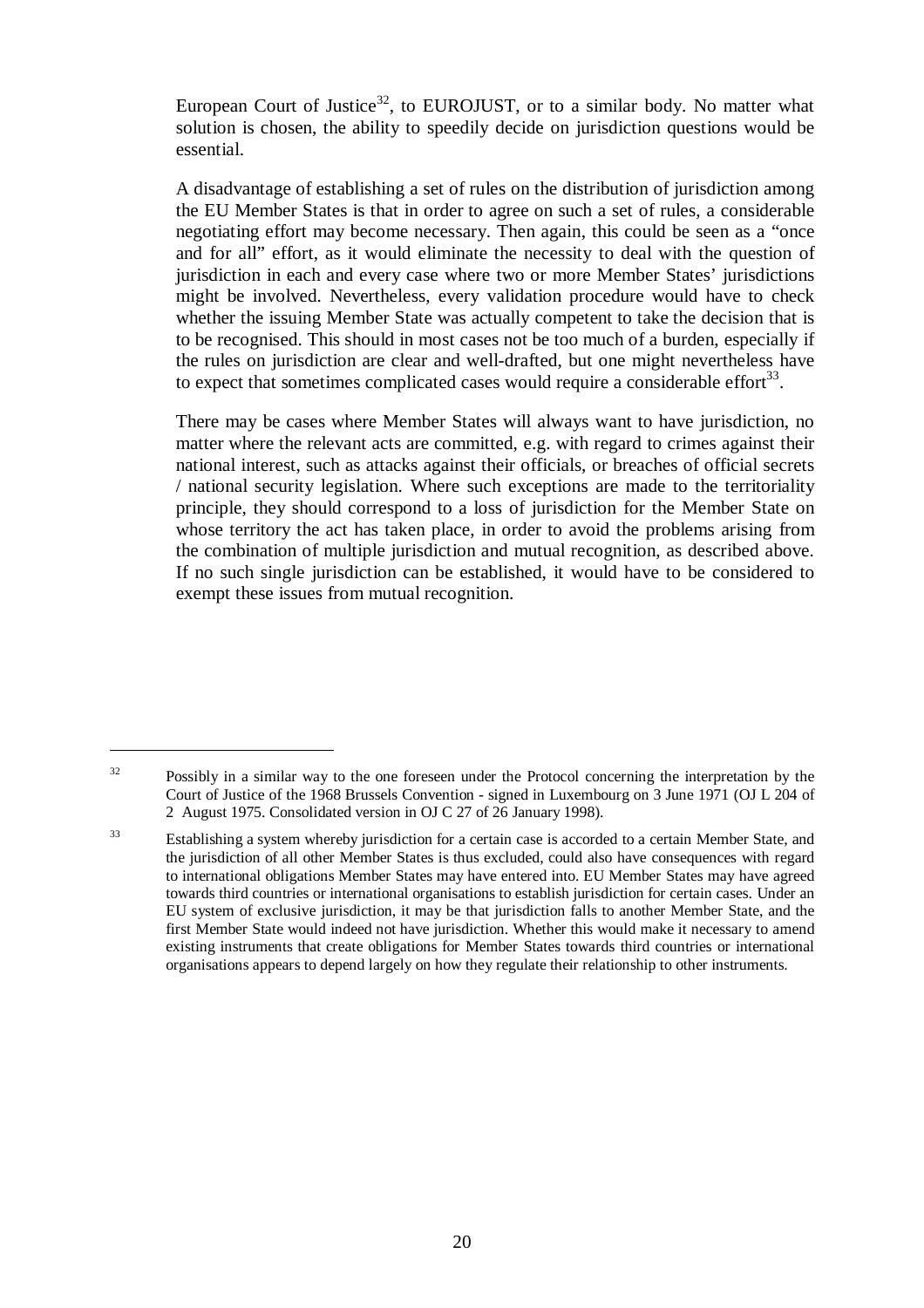European Court of Justice[32], to EUROJUST, or to a similar body. No matter what solution is chosen, the ability to speedily decide on jurisdiction questions would be essential.

A disadvantage of establishing a set of rules on the distribution of jurisdiction among the EU Member States is that in order to agree on such a set of rules, a considerable negotiating effort may become necessary. Then again, this could be seen as a "once and for all" effort, as it would eliminate the necessity to deal with the question of jurisdiction in each and every case where two or more Member States' jurisdictions might be involved. Nevertheless, every validation procedure would have to check whether the issuing Member State was actually competent to take the decision that is to be recognised. This should in most cases not be too much of a burden, especially if the rules on jurisdiction are clear and well-drafted, but one might nevertheless have to expect that sometimes complicated cases would require a considerable effort[33].

There may be cases where Member States will always want to have jurisdiction, no matter where the relevant acts are committed, e.g. with regard to crimes against their national interest, such as attacks against their officials, or breaches of official secrets / national security legislation. Where such exceptions are made to the territoriality principle, they should correspond to a loss of jurisdiction for the Member State on whose territory the act has taken place, in order to avoid the problems arising from the combination of multiple jurisdiction and mutual recognition, as described above. If no such single jurisdiction can be established, it would have to be considered to exempt these issues from mutual recognition.

---

[32] Possibly in a similar way to the one foreseen under the Protocol concerning the interpretation by the Court of Justice of the 1968 Brussels Convention - signed in Luxembourg on 3 June 1971 (OJ L 204 of 2 August 1975. Consolidated version in OJ C 27 of 26 January 1998).

[33] Establishing a system whereby jurisdiction for a certain case is accorded to a certain Member State, and the jurisdiction of all other Member States is thus excluded, could also have consequences with regard to international obligations Member States may have entered into. EU Member States may have agreed towards third countries or international organisations to establish jurisdiction for certain cases. Under an EU system of exclusive jurisdiction, it may be that jurisdiction falls to another Member State, and the first Member State would indeed not have jurisdiction. Whether this would make it necessary to amend existing instruments that create obligations for Member States towards third countries or international organisations appears to depend largely on how they regulate their relationship to other instruments.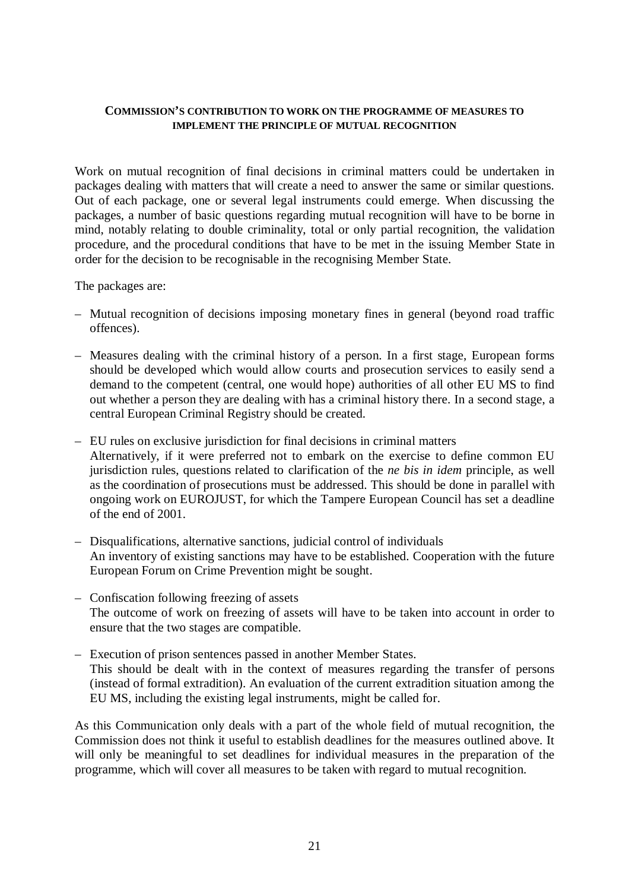## COMMISSION'S CONTRIBUTION TO WORK ON THE PROGRAMME OF MEASURES TO IMPLEMENT THE PRINCIPLE OF MUTUAL RECOGNITION

Work on mutual recognition of final decisions in criminal matters could be undertaken in packages dealing with matters that will create a need to answer the same or similar questions. Out of each package, one or several legal instruments could emerge. When discussing the packages, a number of basic questions regarding mutual recognition will have to be borne in mind, notably relating to double criminality, total or only partial recognition, the validation procedure, and the procedural conditions that have to be met in the issuing Member State in order for the decision to be recognisable in the recognising Member State.

The packages are:

- Mutual recognition of decisions imposing monetary fines in general (beyond road traffic offences).
- Measures dealing with the criminal history of a person. In a first stage, European forms should be developed which would allow courts and prosecution services to easily send a demand to the competent (central, one would hope) authorities of all other EU MS to find out whether a person they are dealing with has a criminal history there. In a second stage, a central European Criminal Registry should be created.
- EU rules on exclusive jurisdiction for final decisions in criminal matters
  Alternatively, if it were preferred not to embark on the exercise to define common EU jurisdiction rules, questions related to clarification of the *ne bis in idem* principle, as well as the coordination of prosecutions must be addressed. This should be done in parallel with ongoing work on EUROJUST, for which the Tampere European Council has set a deadline of the end of 2001.
- Disqualifications, alternative sanctions, judicial control of individuals
  An inventory of existing sanctions may have to be established. Cooperation with the future European Forum on Crime Prevention might be sought.
- Confiscation following freezing of assets
  The outcome of work on freezing of assets will have to be taken into account in order to ensure that the two stages are compatible.
- Execution of prison sentences passed in another Member States.
  This should be dealt with in the context of measures regarding the transfer of persons (instead of formal extradition). An evaluation of the current extradition situation among the EU MS, including the existing legal instruments, might be called for.

As this Communication only deals with a part of the whole field of mutual recognition, the Commission does not think it useful to establish deadlines for the measures outlined above. It will only be meaningful to set deadlines for individual measures in the preparation of the programme, which will cover all measures to be taken with regard to mutual recognition.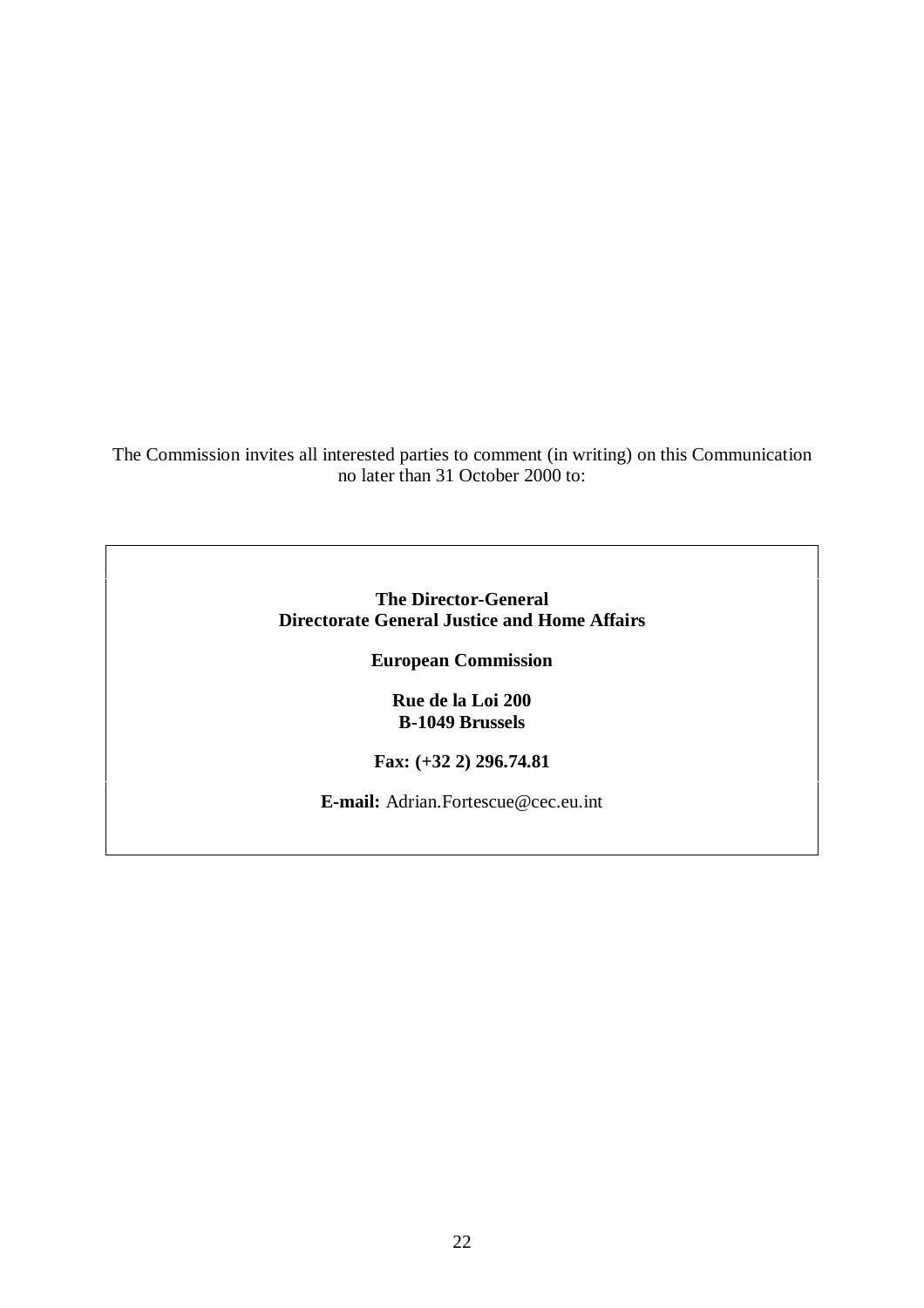The Commission invites all interested parties to comment (in writing) on this Communication no later than 31 October 2000 to:

**The Director-General**
**Directorate General Justice and Home Affairs**

**European Commission**

**Rue de la Loi 200**
**B-1049 Brussels**

**Fax: (+32 2) 296.74.81**

**E-mail:** Adrian.Fortescue@cec.eu.int